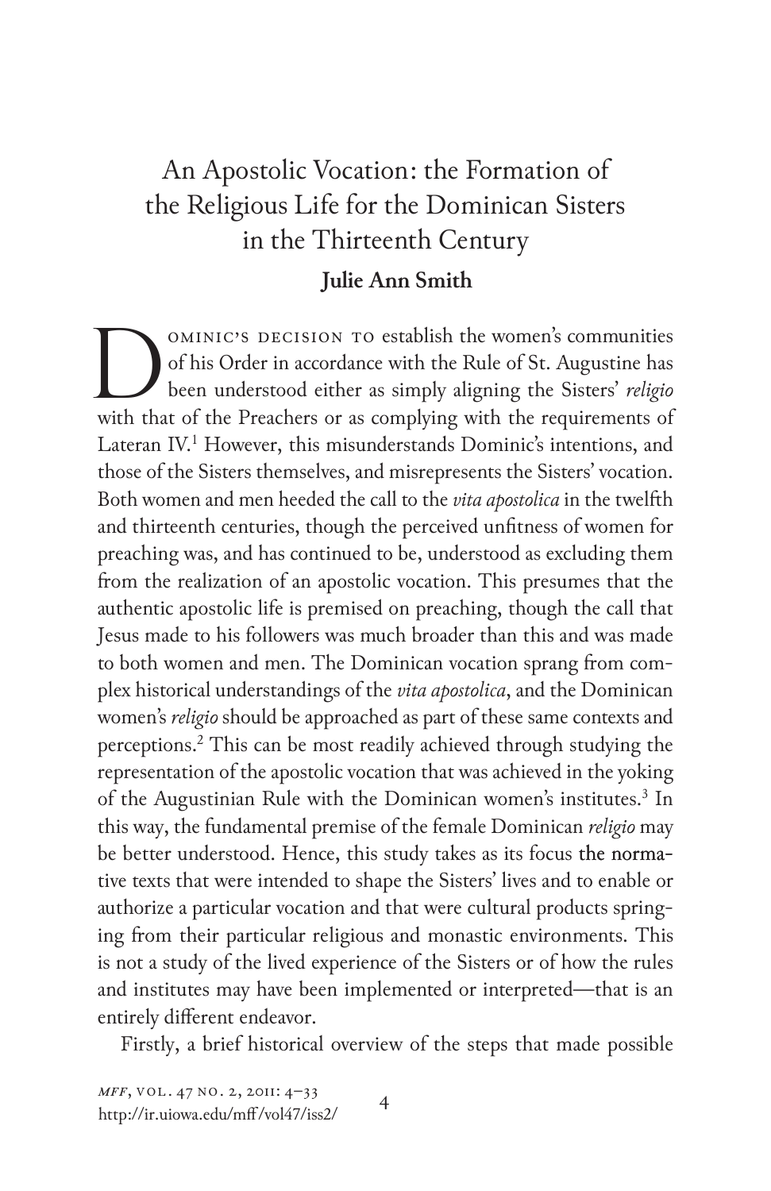# An Apostolic Vocation: the Formation of the Religious Life for the Dominican Sisters in the Thirteenth Century

**Julie Ann Smith**

Dominic's decision to establish the women's communities of his Order in accordance with the Rule of St. Augustine has been understood either as simply aligning the Sisters' *religio* with that of the Preachers or as complying with the requirements of Lateran IV.[1] However, this misunderstands Dominic's intentions, and those of the Sisters themselves, and misrepresents the Sisters' vocation. Both women and men heeded the call to the *vita apostolica* in the twelfth and thirteenth centuries, though the perceived unfitness of women for preaching was, and has continued to be, understood as excluding them from the realization of an apostolic vocation. This presumes that the authentic apostolic life is premised on preaching, though the call that Jesus made to his followers was much broader than this and was made to both women and men. The Dominican vocation sprang from complex historical understandings of the *vita apostolica*, and the Dominican women's *religio* should be approached as part of these same contexts and perceptions.[2] This can be most readily achieved through studying the representation of the apostolic vocation that was achieved in the yoking of the Augustinian Rule with the Dominican women's institutes.[3] In this way, the fundamental premise of the female Dominican *religio* may be better understood. Hence, this study takes as its focus the normative texts that were intended to shape the Sisters' lives and to enable or authorize a particular vocation and that were cultural products springing from their particular religious and monastic environments. This is not a study of the lived experience of the Sisters or of how the rules and institutes may have been implemented or interpreted—that is an entirely different endeavor.

Firstly, a brief historical overview of the steps that made possible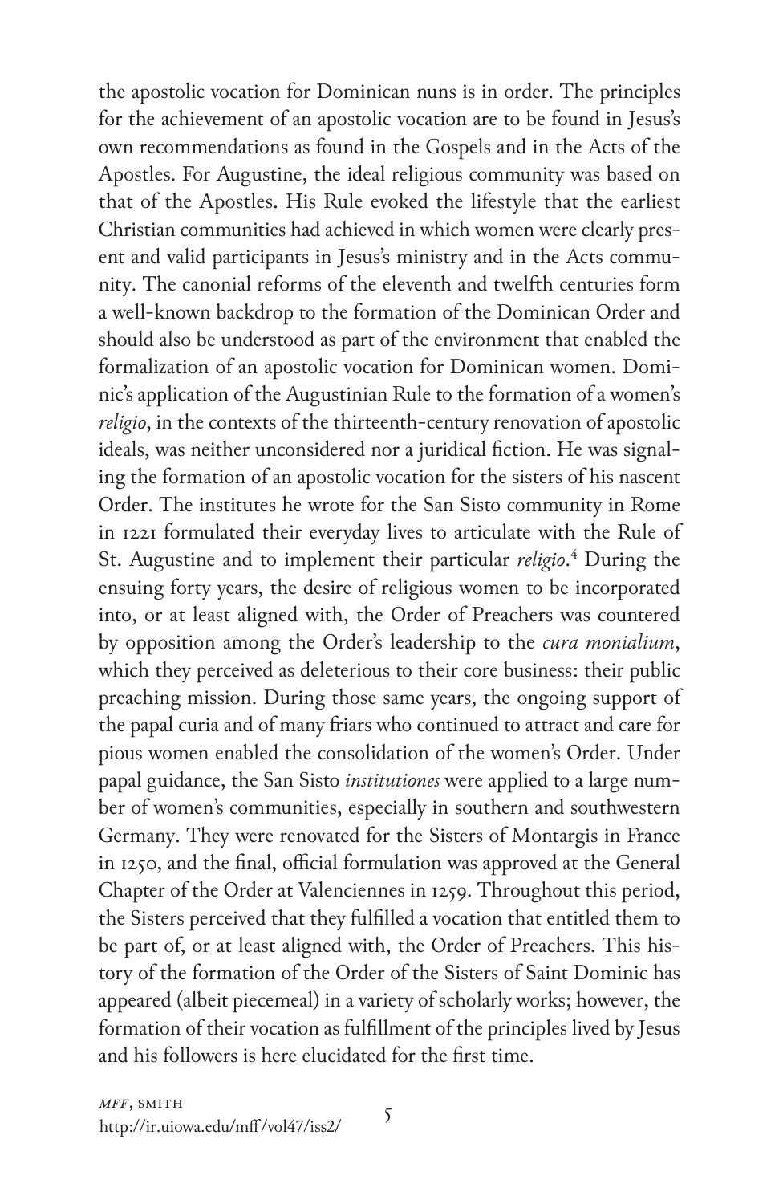the apostolic vocation for Dominican nuns is in order. The principles for the achievement of an apostolic vocation are to be found in Jesus's own recommendations as found in the Gospels and in the Acts of the Apostles. For Augustine, the ideal religious community was based on that of the Apostles. His Rule evoked the lifestyle that the earliest Christian communities had achieved in which women were clearly present and valid participants in Jesus's ministry and in the Acts community. The canonial reforms of the eleventh and twelfth centuries form a well-known backdrop to the formation of the Dominican Order and should also be understood as part of the environment that enabled the formalization of an apostolic vocation for Dominican women. Dominic's application of the Augustinian Rule to the formation of a women's *religio*, in the contexts of the thirteenth-century renovation of apostolic ideals, was neither unconsidered nor a juridical fiction. He was signaling the formation of an apostolic vocation for the sisters of his nascent Order. The institutes he wrote for the San Sisto community in Rome in 1221 formulated their everyday lives to articulate with the Rule of St. Augustine and to implement their particular *religio*.[4] During the ensuing forty years, the desire of religious women to be incorporated into, or at least aligned with, the Order of Preachers was countered by opposition among the Order's leadership to the *cura monialium*, which they perceived as deleterious to their core business: their public preaching mission. During those same years, the ongoing support of the papal curia and of many friars who continued to attract and care for pious women enabled the consolidation of the women's Order. Under papal guidance, the San Sisto *institutiones* were applied to a large number of women's communities, especially in southern and southwestern Germany. They were renovated for the Sisters of Montargis in France in 1250, and the final, official formulation was approved at the General Chapter of the Order at Valenciennes in 1259. Throughout this period, the Sisters perceived that they fulfilled a vocation that entitled them to be part of, or at least aligned with, the Order of Preachers. This history of the formation of the Order of the Sisters of Saint Dominic has appeared (albeit piecemeal) in a variety of scholarly works; however, the formation of their vocation as fulfillment of the principles lived by Jesus and his followers is here elucidated for the first time.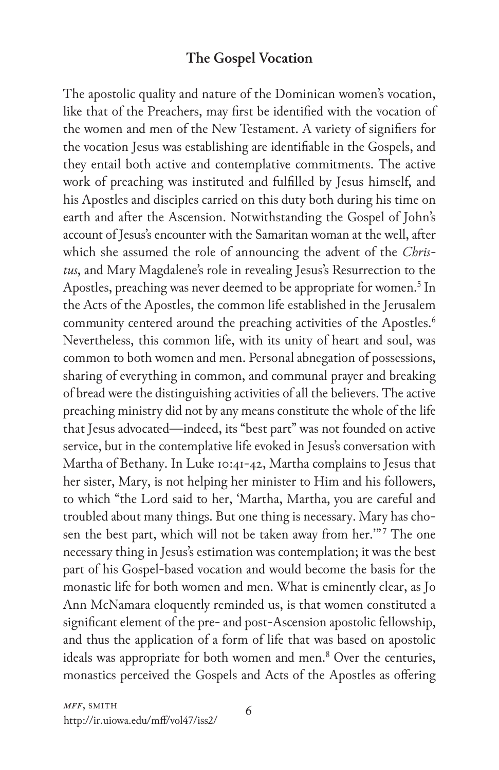## The Gospel Vocation

The apostolic quality and nature of the Dominican women's vocation, like that of the Preachers, may first be identified with the vocation of the women and men of the New Testament. A variety of signifiers for the vocation Jesus was establishing are identifiable in the Gospels, and they entail both active and contemplative commitments. The active work of preaching was instituted and fulfilled by Jesus himself, and his Apostles and disciples carried on this duty both during his time on earth and after the Ascension. Notwithstanding the Gospel of John's account of Jesus's encounter with the Samaritan woman at the well, after which she assumed the role of announcing the advent of the *Christus*, and Mary Magdalene's role in revealing Jesus's Resurrection to the Apostles, preaching was never deemed to be appropriate for women.[5] In the Acts of the Apostles, the common life established in the Jerusalem community centered around the preaching activities of the Apostles.[6] Nevertheless, this common life, with its unity of heart and soul, was common to both women and men. Personal abnegation of possessions, sharing of everything in common, and communal prayer and breaking of bread were the distinguishing activities of all the believers. The active preaching ministry did not by any means constitute the whole of the life that Jesus advocated—indeed, its "best part" was not founded on active service, but in the contemplative life evoked in Jesus's conversation with Martha of Bethany. In Luke 10:41-42, Martha complains to Jesus that her sister, Mary, is not helping her minister to Him and his followers, to which "the Lord said to her, 'Martha, Martha, you are careful and troubled about many things. But one thing is necessary. Mary has chosen the best part, which will not be taken away from her.'"[7] The one necessary thing in Jesus's estimation was contemplation; it was the best part of his Gospel-based vocation and would become the basis for the monastic life for both women and men. What is eminently clear, as Jo Ann McNamara eloquently reminded us, is that women constituted a significant element of the pre- and post-Ascension apostolic fellowship, and thus the application of a form of life that was based on apostolic ideals was appropriate for both women and men.[8] Over the centuries, monastics perceived the Gospels and Acts of the Apostles as offering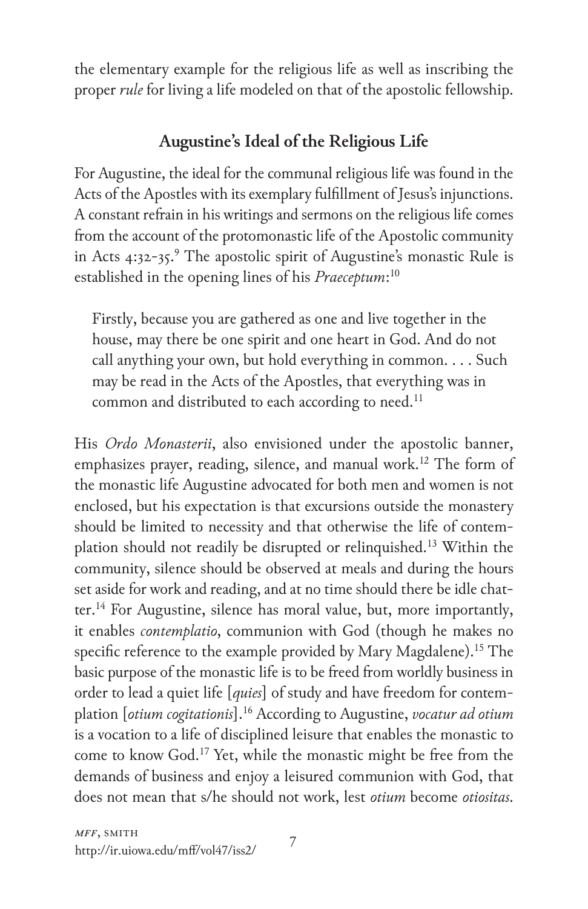the elementary example for the religious life as well as inscribing the proper *rule* for living a life modeled on that of the apostolic fellowship.

## Augustine's Ideal of the Religious Life

For Augustine, the ideal for the communal religious life was found in the Acts of the Apostles with its exemplary fulfillment of Jesus's injunctions. A constant refrain in his writings and sermons on the religious life comes from the account of the protomonastic life of the Apostolic community in Acts 4:32-35.[9] The apostolic spirit of Augustine's monastic Rule is established in the opening lines of his *Praeceptum*:[10]

> Firstly, because you are gathered as one and live together in the house, may there be one spirit and one heart in God. And do not call anything your own, but hold everything in common. . . . Such may be read in the Acts of the Apostles, that everything was in common and distributed to each according to need.[11]

His *Ordo Monasterii*, also envisioned under the apostolic banner, emphasizes prayer, reading, silence, and manual work.[12] The form of the monastic life Augustine advocated for both men and women is not enclosed, but his expectation is that excursions outside the monastery should be limited to necessity and that otherwise the life of contemplation should not readily be disrupted or relinquished.[13] Within the community, silence should be observed at meals and during the hours set aside for work and reading, and at no time should there be idle chatter.[14] For Augustine, silence has moral value, but, more importantly, it enables *contemplatio*, communion with God (though he makes no specific reference to the example provided by Mary Magdalene).[15] The basic purpose of the monastic life is to be freed from worldly business in order to lead a quiet life [*quies*] of study and have freedom for contemplation [*otium cogitationis*].[16] According to Augustine, *vocatur ad otium* is a vocation to a life of disciplined leisure that enables the monastic to come to know God.[17] Yet, while the monastic might be free from the demands of business and enjoy a leisured communion with God, that does not mean that s/he should not work, lest *otium* become *otiositas*.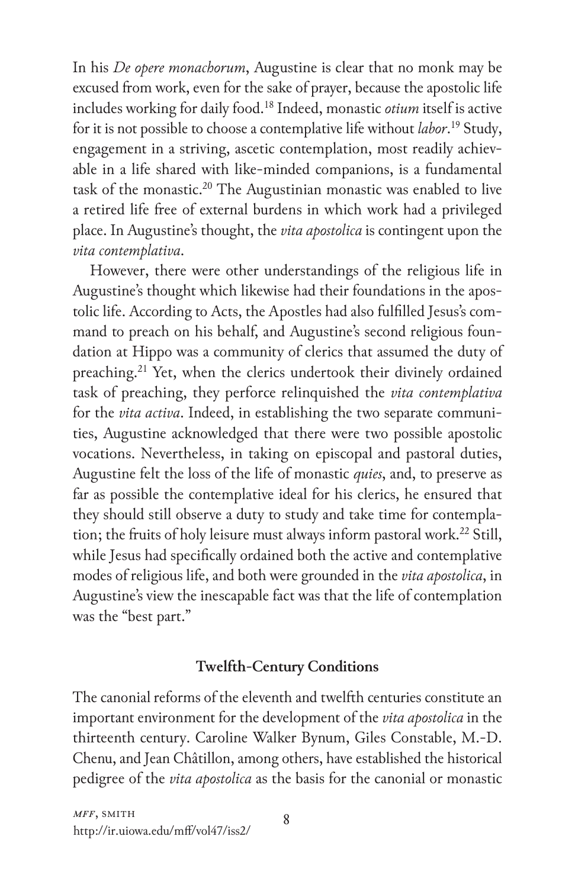In his *De opere monachorum*, Augustine is clear that no monk may be excused from work, even for the sake of prayer, because the apostolic life includes working for daily food.[18] Indeed, monastic *otium* itself is active for it is not possible to choose a contemplative life without *labor*.[19] Study, engagement in a striving, ascetic contemplation, most readily achievable in a life shared with like-minded companions, is a fundamental task of the monastic.[20] The Augustinian monastic was enabled to live a retired life free of external burdens in which work had a privileged place. In Augustine's thought, the *vita apostolica* is contingent upon the *vita contemplativa*.

However, there were other understandings of the religious life in Augustine's thought which likewise had their foundations in the apostolic life. According to Acts, the Apostles had also fulfilled Jesus's command to preach on his behalf, and Augustine's second religious foundation at Hippo was a community of clerics that assumed the duty of preaching.[21] Yet, when the clerics undertook their divinely ordained task of preaching, they perforce relinquished the *vita contemplativa* for the *vita activa*. Indeed, in establishing the two separate communities, Augustine acknowledged that there were two possible apostolic vocations. Nevertheless, in taking on episcopal and pastoral duties, Augustine felt the loss of the life of monastic *quies*, and, to preserve as far as possible the contemplative ideal for his clerics, he ensured that they should still observe a duty to study and take time for contemplation; the fruits of holy leisure must always inform pastoral work.[22] Still, while Jesus had specifically ordained both the active and contemplative modes of religious life, and both were grounded in the *vita apostolica*, in Augustine's view the inescapable fact was that the life of contemplation was the "best part."

## Twelfth-Century Conditions

The canonial reforms of the eleventh and twelfth centuries constitute an important environment for the development of the *vita apostolica* in the thirteenth century. Caroline Walker Bynum, Giles Constable, M.-D. Chenu, and Jean Châtillon, among others, have established the historical pedigree of the *vita apostolica* as the basis for the canonial or monastic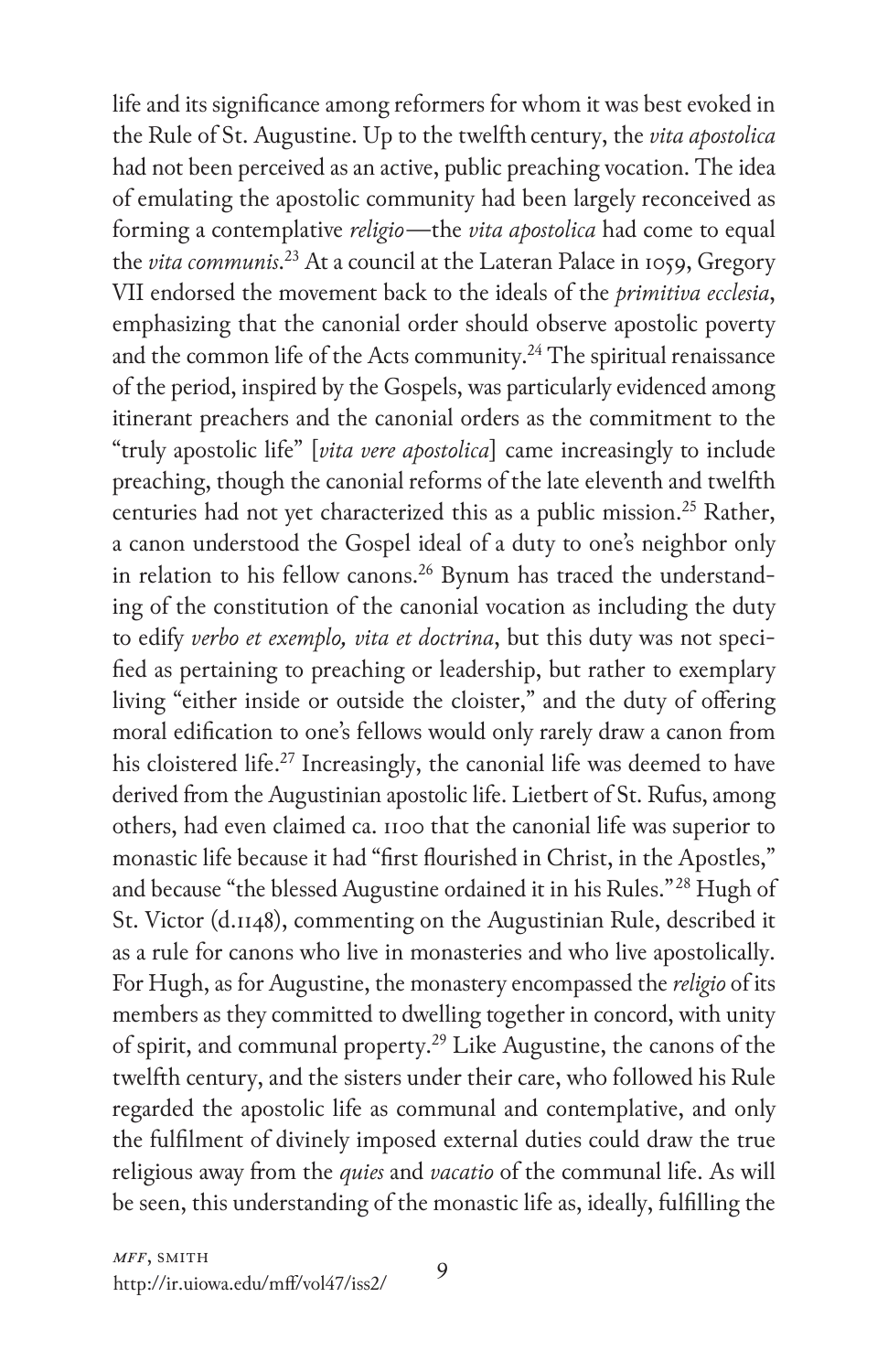life and its significance among reformers for whom it was best evoked in the Rule of St. Augustine. Up to the twelfth century, the *vita apostolica* had not been perceived as an active, public preaching vocation. The idea of emulating the apostolic community had been largely reconceived as forming a contemplative *religio*—the *vita apostolica* had come to equal the *vita communis*.[23] At a council at the Lateran Palace in 1059, Gregory VII endorsed the movement back to the ideals of the *primitiva ecclesia*, emphasizing that the canonial order should observe apostolic poverty and the common life of the Acts community.[24] The spiritual renaissance of the period, inspired by the Gospels, was particularly evidenced among itinerant preachers and the canonial orders as the commitment to the "truly apostolic life" [*vita vere apostolica*] came increasingly to include preaching, though the canonial reforms of the late eleventh and twelfth centuries had not yet characterized this as a public mission.[25] Rather, a canon understood the Gospel ideal of a duty to one's neighbor only in relation to his fellow canons.[26] Bynum has traced the understanding of the constitution of the canonial vocation as including the duty to edify *verbo et exemplo, vita et doctrina*, but this duty was not specified as pertaining to preaching or leadership, but rather to exemplary living "either inside or outside the cloister," and the duty of offering moral edification to one's fellows would only rarely draw a canon from his cloistered life.[27] Increasingly, the canonial life was deemed to have derived from the Augustinian apostolic life. Lietbert of St. Rufus, among others, had even claimed ca. 1100 that the canonial life was superior to monastic life because it had "first flourished in Christ, in the Apostles," and because "the blessed Augustine ordained it in his Rules."[28] Hugh of St. Victor (d.1148), commenting on the Augustinian Rule, described it as a rule for canons who live in monasteries and who live apostolically. For Hugh, as for Augustine, the monastery encompassed the *religio* of its members as they committed to dwelling together in concord, with unity of spirit, and communal property.[29] Like Augustine, the canons of the twelfth century, and the sisters under their care, who followed his Rule regarded the apostolic life as communal and contemplative, and only the fulfilment of divinely imposed external duties could draw the true religious away from the *quies* and *vacatio* of the communal life. As will be seen, this understanding of the monastic life as, ideally, fulfilling the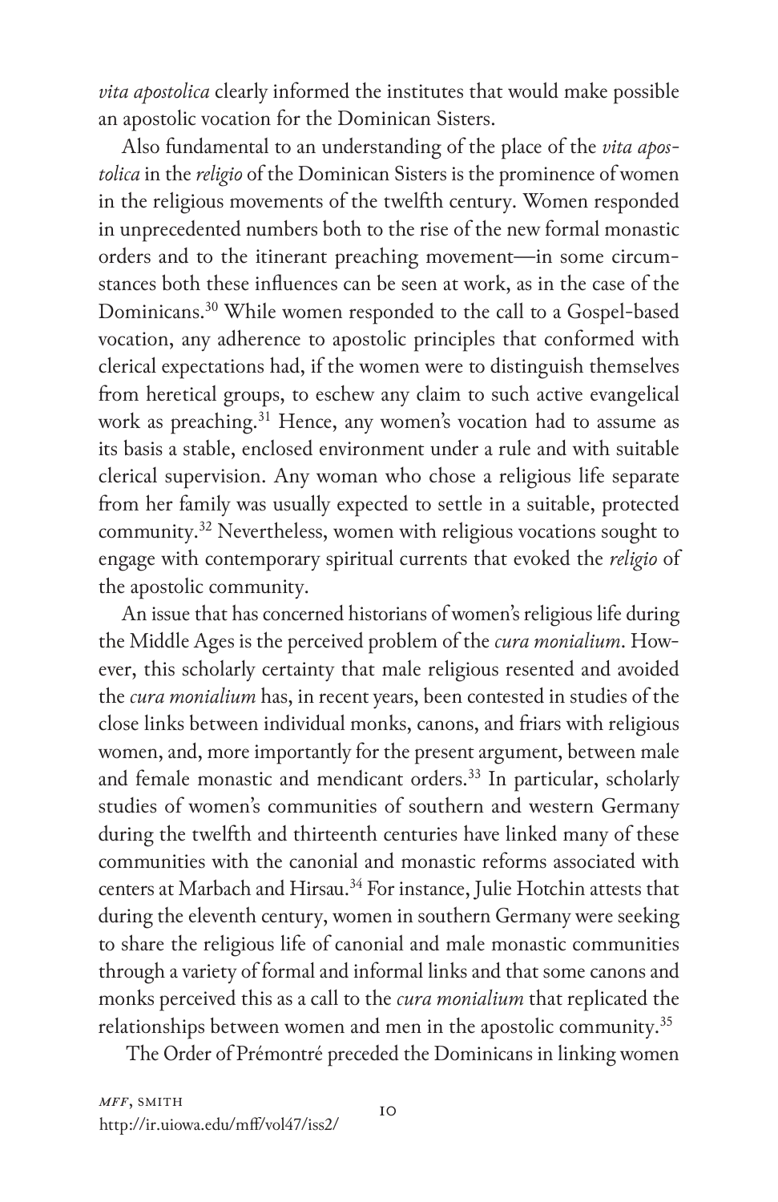*vita apostolica* clearly informed the institutes that would make possible an apostolic vocation for the Dominican Sisters.

Also fundamental to an understanding of the place of the *vita apostolica* in the *religio* of the Dominican Sisters is the prominence of women in the religious movements of the twelfth century. Women responded in unprecedented numbers both to the rise of the new formal monastic orders and to the itinerant preaching movement—in some circumstances both these influences can be seen at work, as in the case of the Dominicans.[30] While women responded to the call to a Gospel-based vocation, any adherence to apostolic principles that conformed with clerical expectations had, if the women were to distinguish themselves from heretical groups, to eschew any claim to such active evangelical work as preaching.[31] Hence, any women's vocation had to assume as its basis a stable, enclosed environment under a rule and with suitable clerical supervision. Any woman who chose a religious life separate from her family was usually expected to settle in a suitable, protected community.[32] Nevertheless, women with religious vocations sought to engage with contemporary spiritual currents that evoked the *religio* of the apostolic community.

An issue that has concerned historians of women's religious life during the Middle Ages is the perceived problem of the *cura monialium*. However, this scholarly certainty that male religious resented and avoided the *cura monialium* has, in recent years, been contested in studies of the close links between individual monks, canons, and friars with religious women, and, more importantly for the present argument, between male and female monastic and mendicant orders.[33] In particular, scholarly studies of women's communities of southern and western Germany during the twelfth and thirteenth centuries have linked many of these communities with the canonial and monastic reforms associated with centers at Marbach and Hirsau.[34] For instance, Julie Hotchin attests that during the eleventh century, women in southern Germany were seeking to share the religious life of canonial and male monastic communities through a variety of formal and informal links and that some canons and monks perceived this as a call to the *cura monialium* that replicated the relationships between women and men in the apostolic community.[35]

The Order of Prémontré preceded the Dominicans in linking women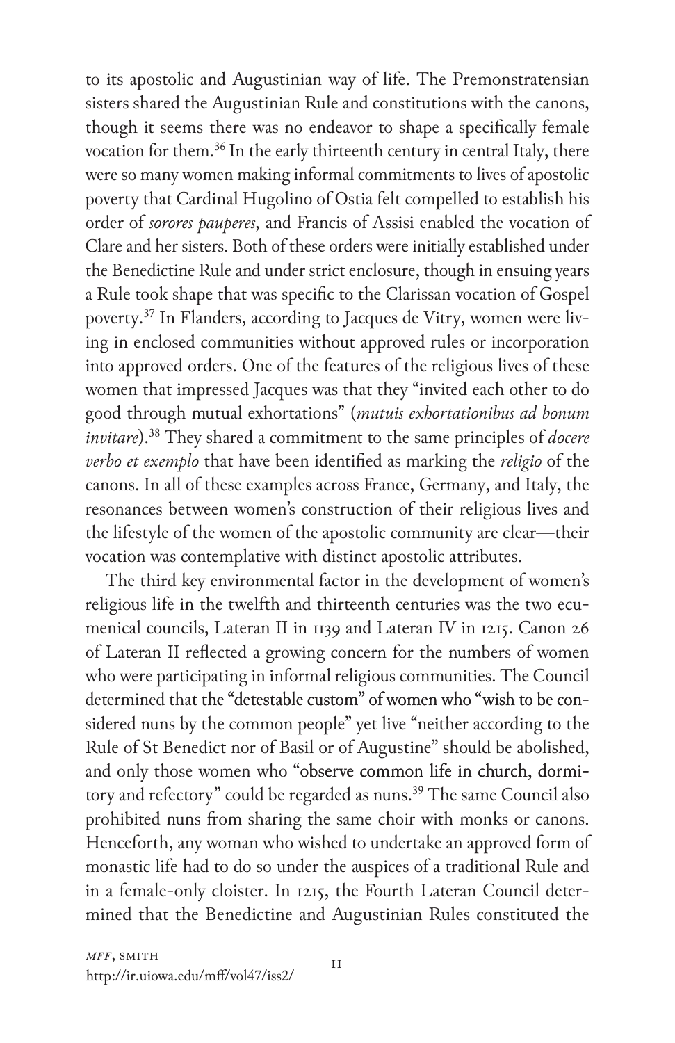to its apostolic and Augustinian way of life. The Premonstratensian sisters shared the Augustinian Rule and constitutions with the canons, though it seems there was no endeavor to shape a specifically female vocation for them.[36] In the early thirteenth century in central Italy, there were so many women making informal commitments to lives of apostolic poverty that Cardinal Hugolino of Ostia felt compelled to establish his order of *sorores pauperes*, and Francis of Assisi enabled the vocation of Clare and her sisters. Both of these orders were initially established under the Benedictine Rule and under strict enclosure, though in ensuing years a Rule took shape that was specific to the Clarissan vocation of Gospel poverty.[37] In Flanders, according to Jacques de Vitry, women were living in enclosed communities without approved rules or incorporation into approved orders. One of the features of the religious lives of these women that impressed Jacques was that they "invited each other to do good through mutual exhortations" (*mutuis exhortationibus ad bonum invitare*).[38] They shared a commitment to the same principles of *docere verbo et exemplo* that have been identified as marking the *religio* of the canons. In all of these examples across France, Germany, and Italy, the resonances between women's construction of their religious lives and the lifestyle of the women of the apostolic community are clear—their vocation was contemplative with distinct apostolic attributes.

The third key environmental factor in the development of women's religious life in the twelfth and thirteenth centuries was the two ecumenical councils, Lateran II in 1139 and Lateran IV in 1215. Canon 26 of Lateran II reflected a growing concern for the numbers of women who were participating in informal religious communities. The Council determined that the "detestable custom" of women who "wish to be considered nuns by the common people" yet live "neither according to the Rule of St Benedict nor of Basil or of Augustine" should be abolished, and only those women who "observe common life in church, dormitory and refectory" could be regarded as nuns.[39] The same Council also prohibited nuns from sharing the same choir with monks or canons. Henceforth, any woman who wished to undertake an approved form of monastic life had to do so under the auspices of a traditional Rule and in a female-only cloister. In 1215, the Fourth Lateran Council determined that the Benedictine and Augustinian Rules constituted the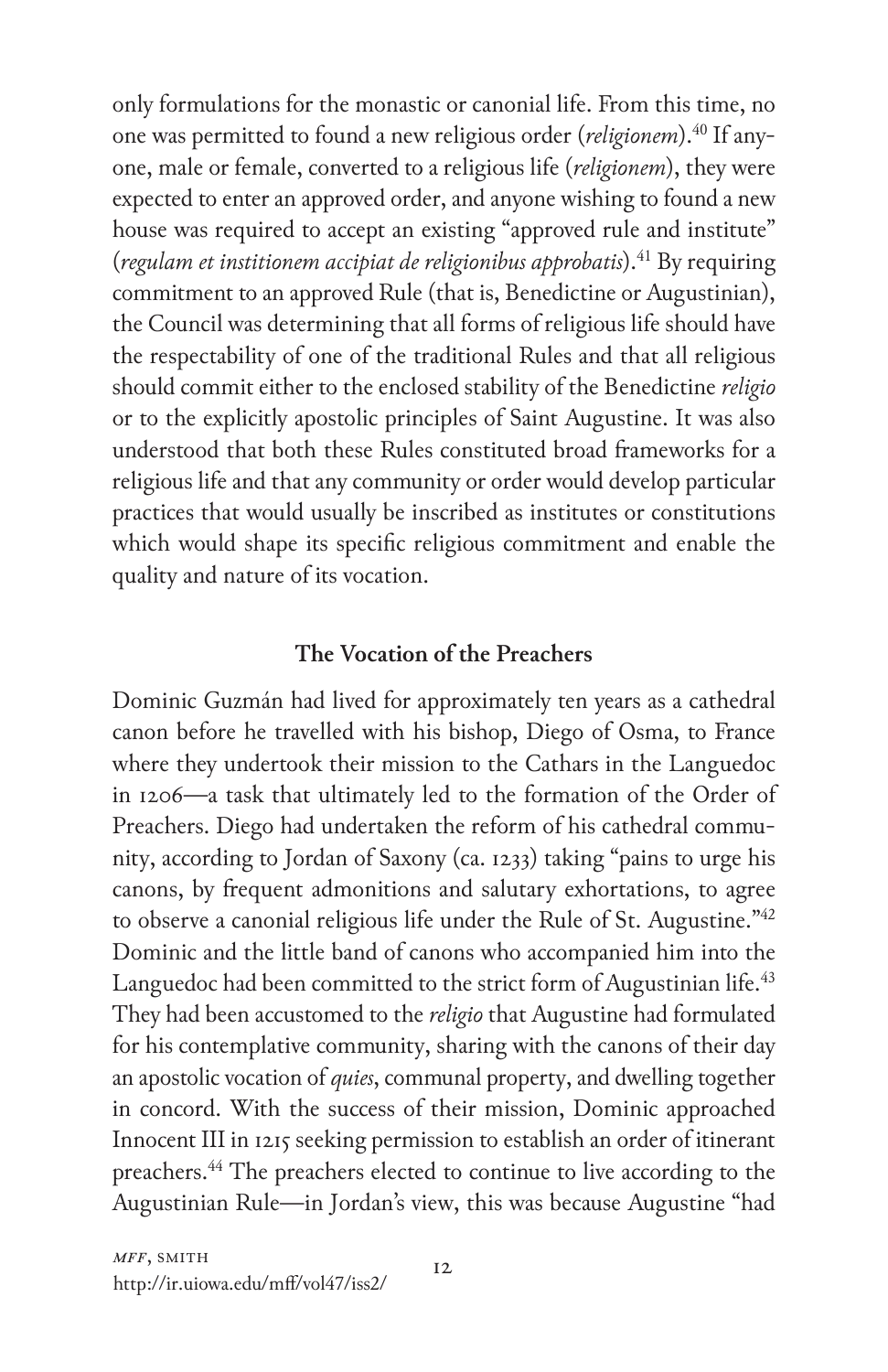only formulations for the monastic or canonial life. From this time, no one was permitted to found a new religious order (*religionem*).[40] If anyone, male or female, converted to a religious life (*religionem*), they were expected to enter an approved order, and anyone wishing to found a new house was required to accept an existing "approved rule and institute" (*regulam et institionem accipiat de religionibus approbatis*).[41] By requiring commitment to an approved Rule (that is, Benedictine or Augustinian), the Council was determining that all forms of religious life should have the respectability of one of the traditional Rules and that all religious should commit either to the enclosed stability of the Benedictine *religio* or to the explicitly apostolic principles of Saint Augustine. It was also understood that both these Rules constituted broad frameworks for a religious life and that any community or order would develop particular practices that would usually be inscribed as institutes or constitutions which would shape its specific religious commitment and enable the quality and nature of its vocation.

## The Vocation of the Preachers

Dominic Guzmán had lived for approximately ten years as a cathedral canon before he travelled with his bishop, Diego of Osma, to France where they undertook their mission to the Cathars in the Languedoc in 1206—a task that ultimately led to the formation of the Order of Preachers. Diego had undertaken the reform of his cathedral community, according to Jordan of Saxony (ca. 1233) taking "pains to urge his canons, by frequent admonitions and salutary exhortations, to agree to observe a canonial religious life under the Rule of St. Augustine."[42] Dominic and the little band of canons who accompanied him into the Languedoc had been committed to the strict form of Augustinian life.[43] They had been accustomed to the *religio* that Augustine had formulated for his contemplative community, sharing with the canons of their day an apostolic vocation of *quies*, communal property, and dwelling together in concord. With the success of their mission, Dominic approached Innocent III in 1215 seeking permission to establish an order of itinerant preachers.[44] The preachers elected to continue to live according to the Augustinian Rule—in Jordan's view, this was because Augustine "had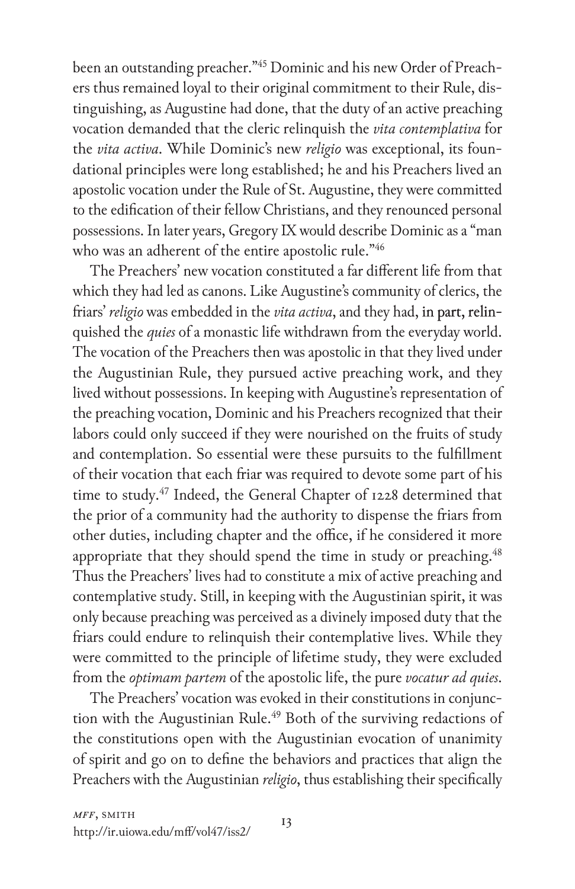been an outstanding preacher."[45] Dominic and his new Order of Preachers thus remained loyal to their original commitment to their Rule, distinguishing, as Augustine had done, that the duty of an active preaching vocation demanded that the cleric relinquish the *vita contemplativa* for the *vita activa*. While Dominic's new *religio* was exceptional, its foundational principles were long established; he and his Preachers lived an apostolic vocation under the Rule of St. Augustine, they were committed to the edification of their fellow Christians, and they renounced personal possessions. In later years, Gregory IX would describe Dominic as a "man who was an adherent of the entire apostolic rule."[46]

The Preachers' new vocation constituted a far different life from that which they had led as canons. Like Augustine's community of clerics, the friars' *religio* was embedded in the *vita activa*, and they had, in part, relinquished the *quies* of a monastic life withdrawn from the everyday world. The vocation of the Preachers then was apostolic in that they lived under the Augustinian Rule, they pursued active preaching work, and they lived without possessions. In keeping with Augustine's representation of the preaching vocation, Dominic and his Preachers recognized that their labors could only succeed if they were nourished on the fruits of study and contemplation. So essential were these pursuits to the fulfillment of their vocation that each friar was required to devote some part of his time to study.[47] Indeed, the General Chapter of 1228 determined that the prior of a community had the authority to dispense the friars from other duties, including chapter and the office, if he considered it more appropriate that they should spend the time in study or preaching.[48] Thus the Preachers' lives had to constitute a mix of active preaching and contemplative study. Still, in keeping with the Augustinian spirit, it was only because preaching was perceived as a divinely imposed duty that the friars could endure to relinquish their contemplative lives. While they were committed to the principle of lifetime study, they were excluded from the *optimam partem* of the apostolic life, the pure *vocatur ad quies*.

The Preachers' vocation was evoked in their constitutions in conjunction with the Augustinian Rule.[49] Both of the surviving redactions of the constitutions open with the Augustinian evocation of unanimity of spirit and go on to define the behaviors and practices that align the Preachers with the Augustinian *religio*, thus establishing their specifically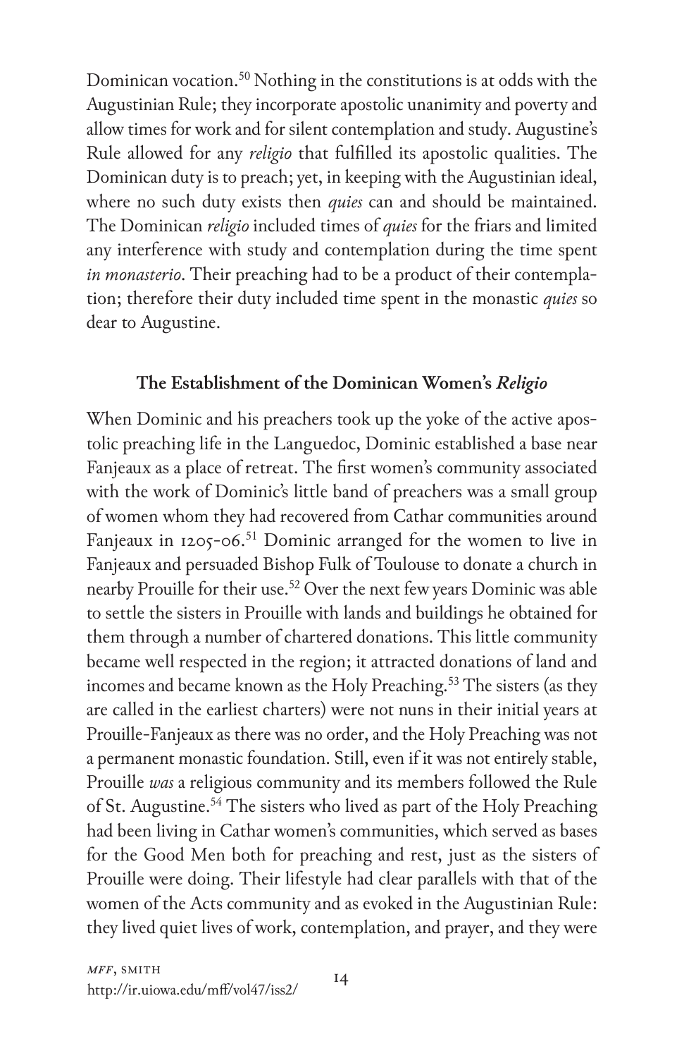Dominican vocation.[50] Nothing in the constitutions is at odds with the Augustinian Rule; they incorporate apostolic unanimity and poverty and allow times for work and for silent contemplation and study. Augustine's Rule allowed for any *religio* that fulfilled its apostolic qualities. The Dominican duty is to preach; yet, in keeping with the Augustinian ideal, where no such duty exists then *quies* can and should be maintained. The Dominican *religio* included times of *quies* for the friars and limited any interference with study and contemplation during the time spent *in monasterio*. Their preaching had to be a product of their contemplation; therefore their duty included time spent in the monastic *quies* so dear to Augustine.

## The Establishment of the Dominican Women's *Religio*

When Dominic and his preachers took up the yoke of the active apostolic preaching life in the Languedoc, Dominic established a base near Fanjeaux as a place of retreat. The first women's community associated with the work of Dominic's little band of preachers was a small group of women whom they had recovered from Cathar communities around Fanjeaux in 1205-06.[51] Dominic arranged for the women to live in Fanjeaux and persuaded Bishop Fulk of Toulouse to donate a church in nearby Prouille for their use.[52] Over the next few years Dominic was able to settle the sisters in Prouille with lands and buildings he obtained for them through a number of chartered donations. This little community became well respected in the region; it attracted donations of land and incomes and became known as the Holy Preaching.[53] The sisters (as they are called in the earliest charters) were not nuns in their initial years at Prouille-Fanjeaux as there was no order, and the Holy Preaching was not a permanent monastic foundation. Still, even if it was not entirely stable, Prouille *was* a religious community and its members followed the Rule of St. Augustine.[54] The sisters who lived as part of the Holy Preaching had been living in Cathar women's communities, which served as bases for the Good Men both for preaching and rest, just as the sisters of Prouille were doing. Their lifestyle had clear parallels with that of the women of the Acts community and as evoked in the Augustinian Rule: they lived quiet lives of work, contemplation, and prayer, and they were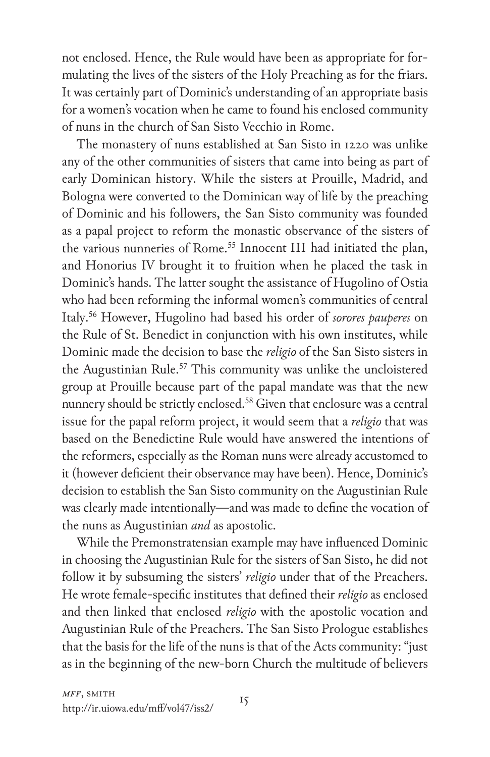not enclosed. Hence, the Rule would have been as appropriate for formulating the lives of the sisters of the Holy Preaching as for the friars. It was certainly part of Dominic's understanding of an appropriate basis for a women's vocation when he came to found his enclosed community of nuns in the church of San Sisto Vecchio in Rome.

The monastery of nuns established at San Sisto in 1220 was unlike any of the other communities of sisters that came into being as part of early Dominican history. While the sisters at Prouille, Madrid, and Bologna were converted to the Dominican way of life by the preaching of Dominic and his followers, the San Sisto community was founded as a papal project to reform the monastic observance of the sisters of the various nunneries of Rome.[55] Innocent III had initiated the plan, and Honorius IV brought it to fruition when he placed the task in Dominic's hands. The latter sought the assistance of Hugolino of Ostia who had been reforming the informal women's communities of central Italy.[56] However, Hugolino had based his order of *sorores pauperes* on the Rule of St. Benedict in conjunction with his own institutes, while Dominic made the decision to base the *religio* of the San Sisto sisters in the Augustinian Rule.[57] This community was unlike the uncloistered group at Prouille because part of the papal mandate was that the new nunnery should be strictly enclosed.[58] Given that enclosure was a central issue for the papal reform project, it would seem that a *religio* that was based on the Benedictine Rule would have answered the intentions of the reformers, especially as the Roman nuns were already accustomed to it (however deficient their observance may have been). Hence, Dominic's decision to establish the San Sisto community on the Augustinian Rule was clearly made intentionally—and was made to define the vocation of the nuns as Augustinian *and* as apostolic.

While the Premonstratensian example may have influenced Dominic in choosing the Augustinian Rule for the sisters of San Sisto, he did not follow it by subsuming the sisters' *religio* under that of the Preachers. He wrote female-specific institutes that defined their *religio* as enclosed and then linked that enclosed *religio* with the apostolic vocation and Augustinian Rule of the Preachers. The San Sisto Prologue establishes that the basis for the life of the nuns is that of the Acts community: "just as in the beginning of the new-born Church the multitude of believers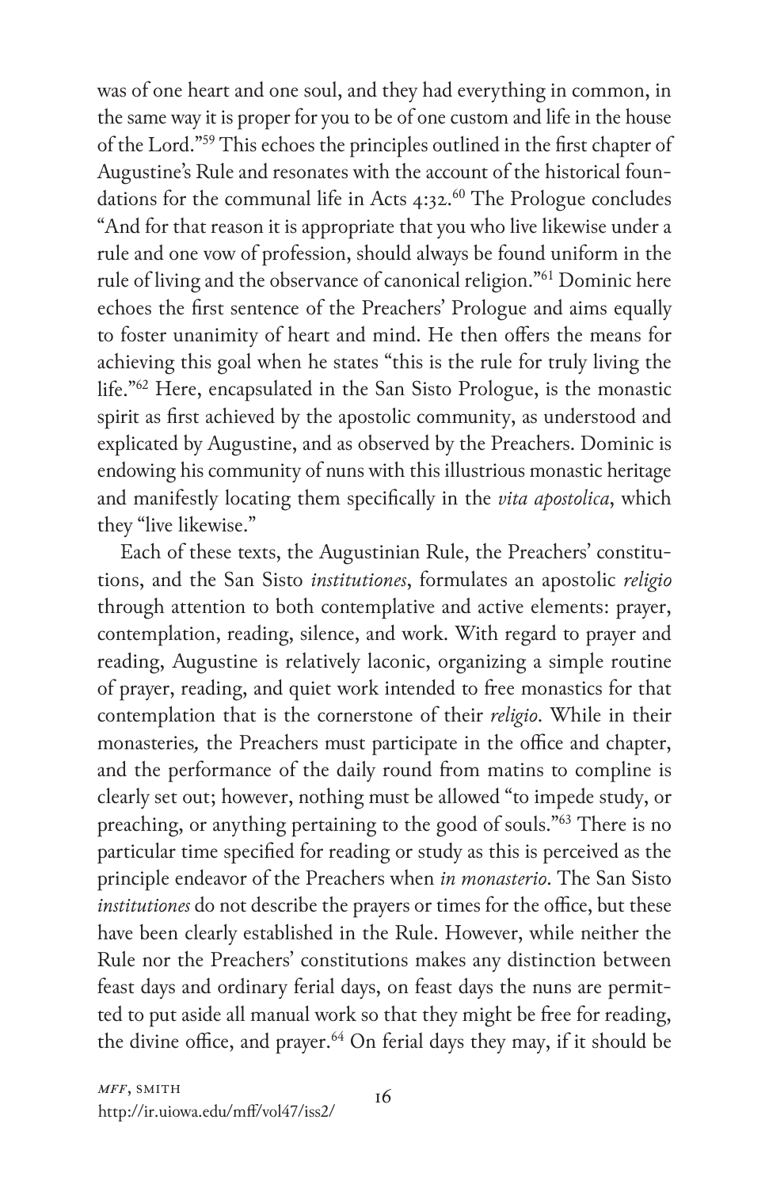was of one heart and one soul, and they had everything in common, in the same way it is proper for you to be of one custom and life in the house of the Lord."[59] This echoes the principles outlined in the first chapter of Augustine's Rule and resonates with the account of the historical foundations for the communal life in Acts 4:32.[60] The Prologue concludes "And for that reason it is appropriate that you who live likewise under a rule and one vow of profession, should always be found uniform in the rule of living and the observance of canonical religion."[61] Dominic here echoes the first sentence of the Preachers' Prologue and aims equally to foster unanimity of heart and mind. He then offers the means for achieving this goal when he states "this is the rule for truly living the life."[62] Here, encapsulated in the San Sisto Prologue, is the monastic spirit as first achieved by the apostolic community, as understood and explicated by Augustine, and as observed by the Preachers. Dominic is endowing his community of nuns with this illustrious monastic heritage and manifestly locating them specifically in the *vita apostolica*, which they "live likewise."

Each of these texts, the Augustinian Rule, the Preachers' constitutions, and the San Sisto *institutiones*, formulates an apostolic *religio* through attention to both contemplative and active elements: prayer, contemplation, reading, silence, and work. With regard to prayer and reading, Augustine is relatively laconic, organizing a simple routine of prayer, reading, and quiet work intended to free monastics for that contemplation that is the cornerstone of their *religio*. While in their monasteries, the Preachers must participate in the office and chapter, and the performance of the daily round from matins to compline is clearly set out; however, nothing must be allowed "to impede study, or preaching, or anything pertaining to the good of souls."[63] There is no particular time specified for reading or study as this is perceived as the principle endeavor of the Preachers when *in monasterio*. The San Sisto *institutiones* do not describe the prayers or times for the office, but these have been clearly established in the Rule. However, while neither the Rule nor the Preachers' constitutions makes any distinction between feast days and ordinary ferial days, on feast days the nuns are permitted to put aside all manual work so that they might be free for reading, the divine office, and prayer.[64] On ferial days they may, if it should be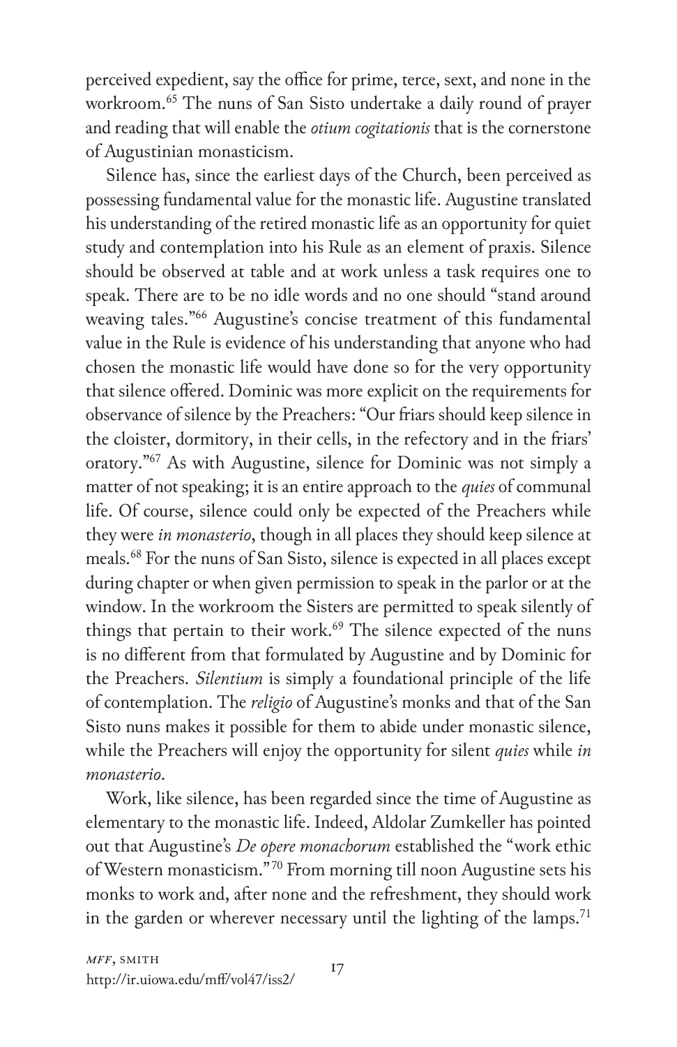perceived expedient, say the office for prime, terce, sext, and none in the workroom.[65] The nuns of San Sisto undertake a daily round of prayer and reading that will enable the *otium cogitationis* that is the cornerstone of Augustinian monasticism.

Silence has, since the earliest days of the Church, been perceived as possessing fundamental value for the monastic life. Augustine translated his understanding of the retired monastic life as an opportunity for quiet study and contemplation into his Rule as an element of praxis. Silence should be observed at table and at work unless a task requires one to speak. There are to be no idle words and no one should "stand around weaving tales."[66] Augustine's concise treatment of this fundamental value in the Rule is evidence of his understanding that anyone who had chosen the monastic life would have done so for the very opportunity that silence offered. Dominic was more explicit on the requirements for observance of silence by the Preachers: "Our friars should keep silence in the cloister, dormitory, in their cells, in the refectory and in the friars' oratory."[67] As with Augustine, silence for Dominic was not simply a matter of not speaking; it is an entire approach to the *quies* of communal life. Of course, silence could only be expected of the Preachers while they were *in monasterio*, though in all places they should keep silence at meals.[68] For the nuns of San Sisto, silence is expected in all places except during chapter or when given permission to speak in the parlor or at the window. In the workroom the Sisters are permitted to speak silently of things that pertain to their work.[69] The silence expected of the nuns is no different from that formulated by Augustine and by Dominic for the Preachers. *Silentium* is simply a foundational principle of the life of contemplation. The *religio* of Augustine's monks and that of the San Sisto nuns makes it possible for them to abide under monastic silence, while the Preachers will enjoy the opportunity for silent *quies* while *in monasterio*.

Work, like silence, has been regarded since the time of Augustine as elementary to the monastic life. Indeed, Aldolar Zumkeller has pointed out that Augustine's *De opere monachorum* established the "work ethic of Western monasticism."[70] From morning till noon Augustine sets his monks to work and, after none and the refreshment, they should work in the garden or wherever necessary until the lighting of the lamps.[71]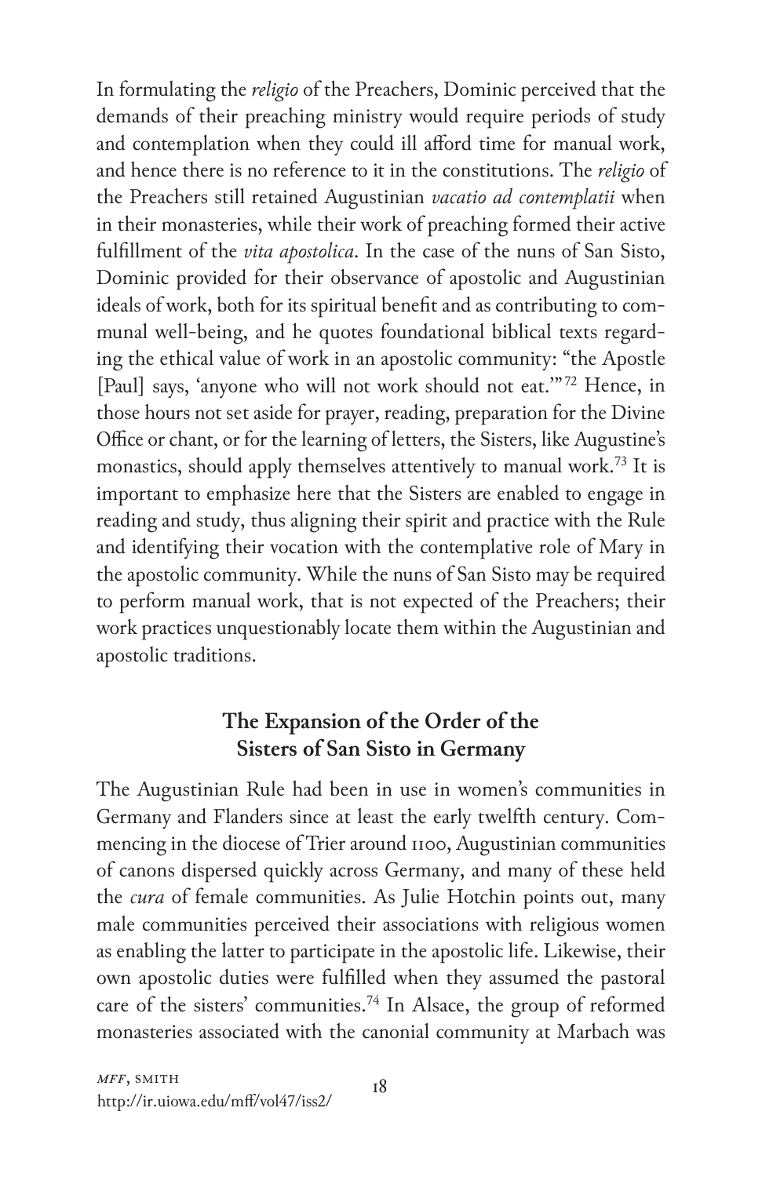In formulating the *religio* of the Preachers, Dominic perceived that the demands of their preaching ministry would require periods of study and contemplation when they could ill afford time for manual work, and hence there is no reference to it in the constitutions. The *religio* of the Preachers still retained Augustinian *vacatio ad contemplatii* when in their monasteries, while their work of preaching formed their active fulfillment of the *vita apostolica*. In the case of the nuns of San Sisto, Dominic provided for their observance of apostolic and Augustinian ideals of work, both for its spiritual benefit and as contributing to communal well-being, and he quotes foundational biblical texts regarding the ethical value of work in an apostolic community: "the Apostle [Paul] says, 'anyone who will not work should not eat.'"[72] Hence, in those hours not set aside for prayer, reading, preparation for the Divine Office or chant, or for the learning of letters, the Sisters, like Augustine's monastics, should apply themselves attentively to manual work.[73] It is important to emphasize here that the Sisters are enabled to engage in reading and study, thus aligning their spirit and practice with the Rule and identifying their vocation with the contemplative role of Mary in the apostolic community. While the nuns of San Sisto may be required to perform manual work, that is not expected of the Preachers; their work practices unquestionably locate them within the Augustinian and apostolic traditions.

## The Expansion of the Order of the Sisters of San Sisto in Germany

The Augustinian Rule had been in use in women's communities in Germany and Flanders since at least the early twelfth century. Commencing in the diocese of Trier around 1100, Augustinian communities of canons dispersed quickly across Germany, and many of these held the *cura* of female communities. As Julie Hotchin points out, many male communities perceived their associations with religious women as enabling the latter to participate in the apostolic life. Likewise, their own apostolic duties were fulfilled when they assumed the pastoral care of the sisters' communities.[74] In Alsace, the group of reformed monasteries associated with the canonial community at Marbach was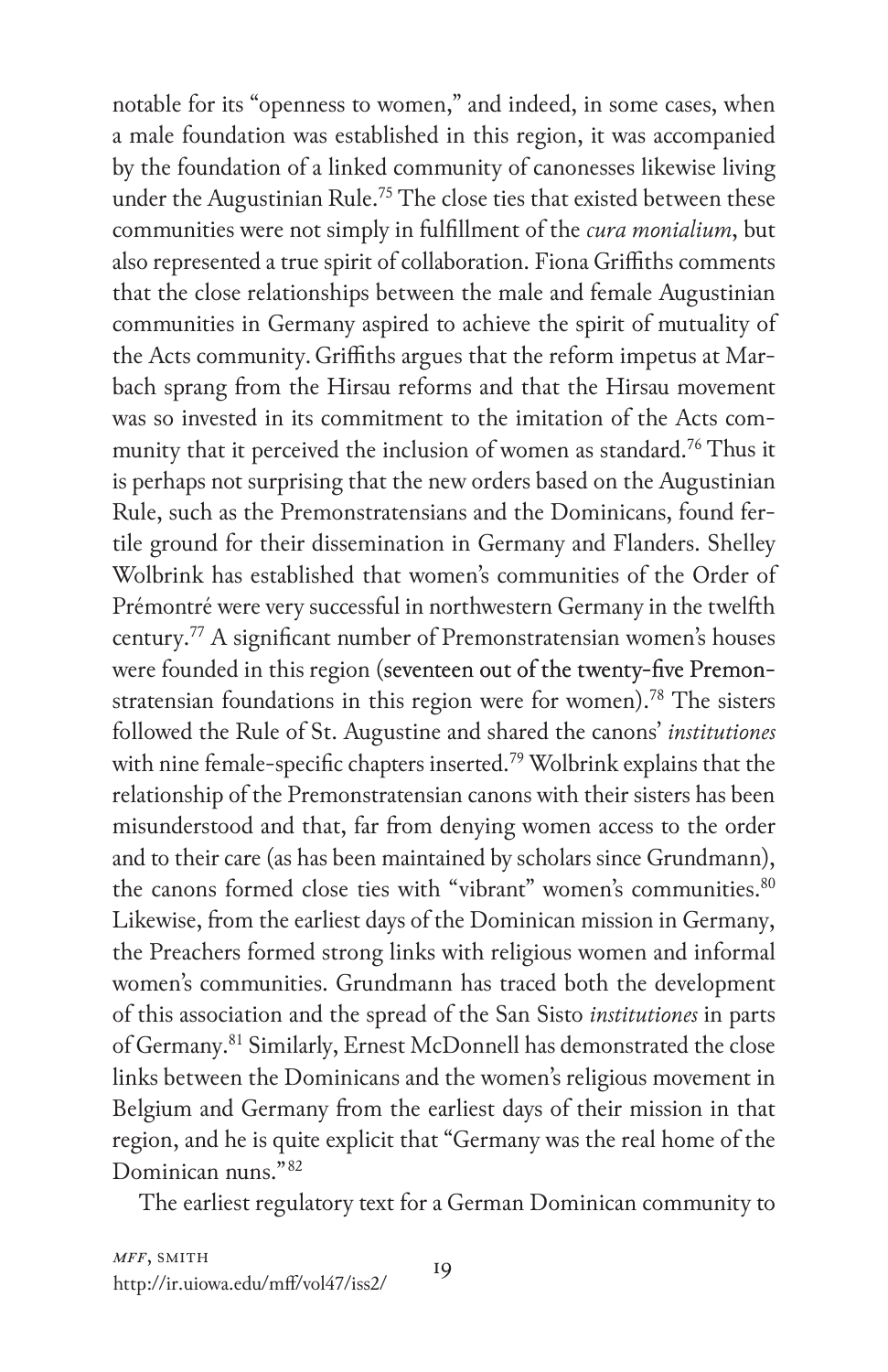notable for its "openness to women," and indeed, in some cases, when a male foundation was established in this region, it was accompanied by the foundation of a linked community of canonesses likewise living under the Augustinian Rule.[75] The close ties that existed between these communities were not simply in fulfillment of the *cura monialium*, but also represented a true spirit of collaboration. Fiona Griffiths comments that the close relationships between the male and female Augustinian communities in Germany aspired to achieve the spirit of mutuality of the Acts community. Griffiths argues that the reform impetus at Marbach sprang from the Hirsau reforms and that the Hirsau movement was so invested in its commitment to the imitation of the Acts community that it perceived the inclusion of women as standard.[76] Thus it is perhaps not surprising that the new orders based on the Augustinian Rule, such as the Premonstratensians and the Dominicans, found fertile ground for their dissemination in Germany and Flanders. Shelley Wolbrink has established that women's communities of the Order of Prémontré were very successful in northwestern Germany in the twelfth century.[77] A significant number of Premonstratensian women's houses were founded in this region (seventeen out of the twenty-five Premonstratensian foundations in this region were for women).[78] The sisters followed the Rule of St. Augustine and shared the canons' *institutiones* with nine female-specific chapters inserted.[79] Wolbrink explains that the relationship of the Premonstratensian canons with their sisters has been misunderstood and that, far from denying women access to the order and to their care (as has been maintained by scholars since Grundmann), the canons formed close ties with "vibrant" women's communities.[80] Likewise, from the earliest days of the Dominican mission in Germany, the Preachers formed strong links with religious women and informal women's communities. Grundmann has traced both the development of this association and the spread of the San Sisto *institutiones* in parts of Germany.[81] Similarly, Ernest McDonnell has demonstrated the close links between the Dominicans and the women's religious movement in Belgium and Germany from the earliest days of their mission in that region, and he is quite explicit that "Germany was the real home of the Dominican nuns."[82]

The earliest regulatory text for a German Dominican community to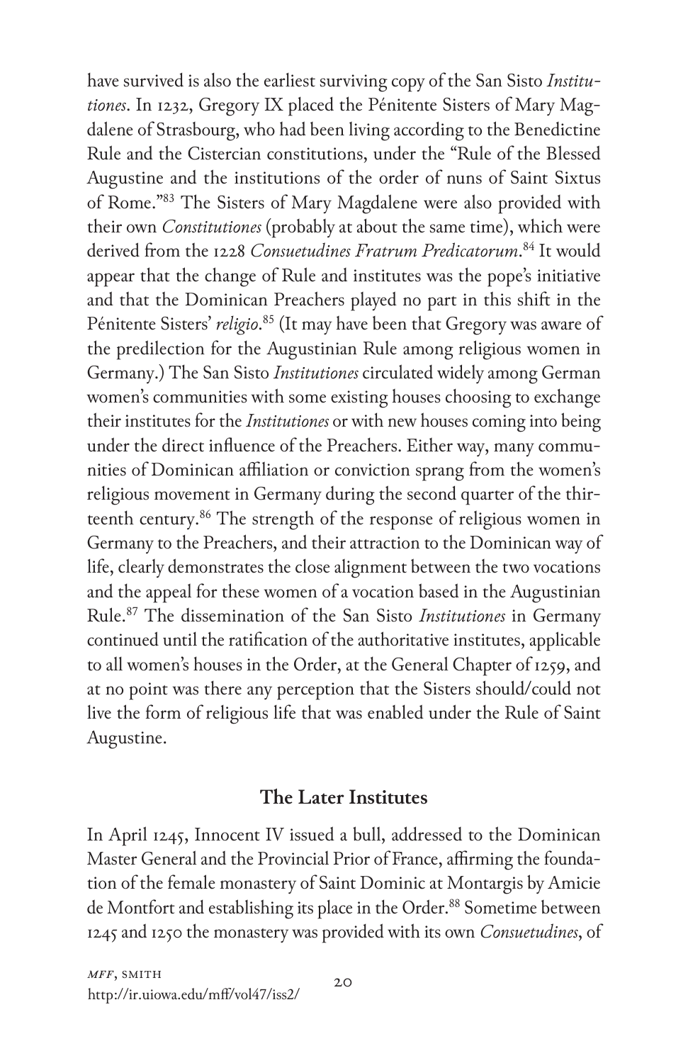have survived is also the earliest surviving copy of the San Sisto *Institutiones*. In 1232, Gregory IX placed the Pénitente Sisters of Mary Magdalene of Strasbourg, who had been living according to the Benedictine Rule and the Cistercian constitutions, under the "Rule of the Blessed Augustine and the institutions of the order of nuns of Saint Sixtus of Rome."[83] The Sisters of Mary Magdalene were also provided with their own *Constitutiones* (probably at about the same time), which were derived from the 1228 *Consuetudines Fratrum Predicatorum*.[84] It would appear that the change of Rule and institutes was the pope's initiative and that the Dominican Preachers played no part in this shift in the Pénitente Sisters' *religio*.[85] (It may have been that Gregory was aware of the predilection for the Augustinian Rule among religious women in Germany.) The San Sisto *Institutiones* circulated widely among German women's communities with some existing houses choosing to exchange their institutes for the *Institutiones* or with new houses coming into being under the direct influence of the Preachers. Either way, many communities of Dominican affiliation or conviction sprang from the women's religious movement in Germany during the second quarter of the thirteenth century.[86] The strength of the response of religious women in Germany to the Preachers, and their attraction to the Dominican way of life, clearly demonstrates the close alignment between the two vocations and the appeal for these women of a vocation based in the Augustinian Rule.[87] The dissemination of the San Sisto *Institutiones* in Germany continued until the ratification of the authoritative institutes, applicable to all women's houses in the Order, at the General Chapter of 1259, and at no point was there any perception that the Sisters should/could not live the form of religious life that was enabled under the Rule of Saint Augustine.

## The Later Institutes

In April 1245, Innocent IV issued a bull, addressed to the Dominican Master General and the Provincial Prior of France, affirming the foundation of the female monastery of Saint Dominic at Montargis by Amicie de Montfort and establishing its place in the Order.[88] Sometime between 1245 and 1250 the monastery was provided with its own *Consuetudines*, of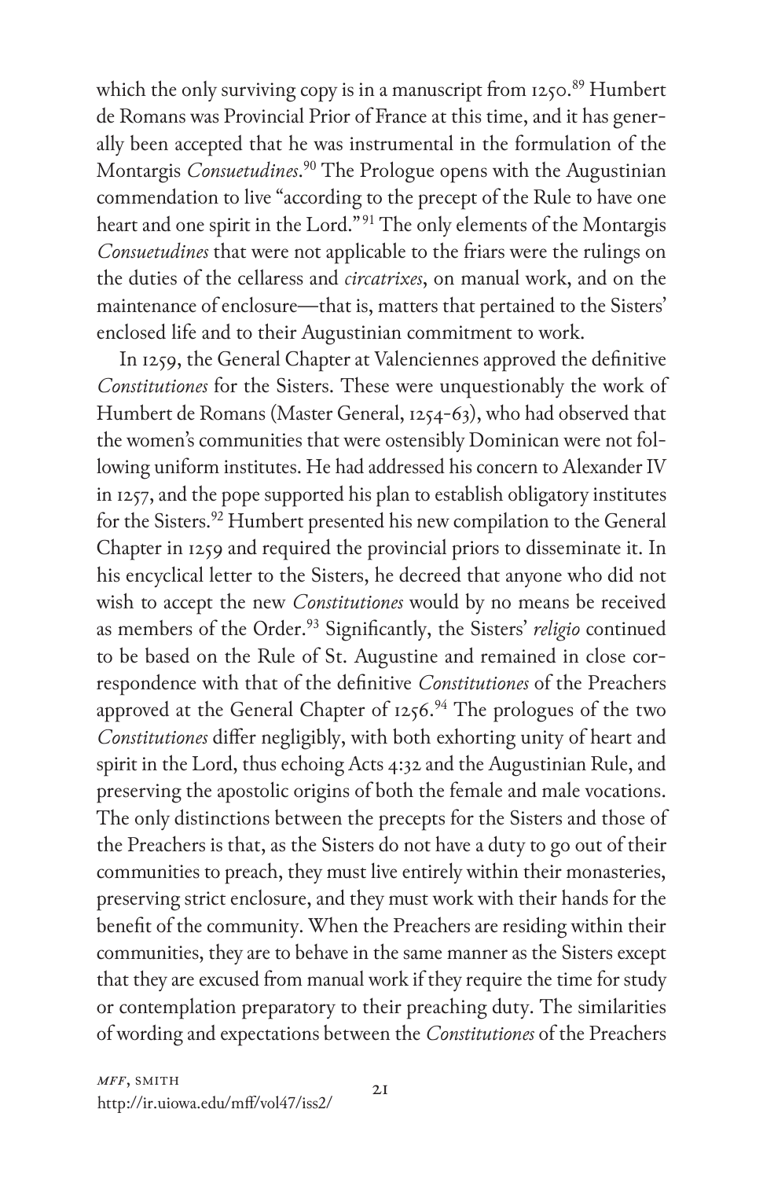which the only surviving copy is in a manuscript from 1250.[89] Humbert de Romans was Provincial Prior of France at this time, and it has generally been accepted that he was instrumental in the formulation of the Montargis *Consuetudines*.[90] The Prologue opens with the Augustinian commendation to live "according to the precept of the Rule to have one heart and one spirit in the Lord."[91] The only elements of the Montargis *Consuetudines* that were not applicable to the friars were the rulings on the duties of the cellaress and *circatrixes*, on manual work, and on the maintenance of enclosure—that is, matters that pertained to the Sisters' enclosed life and to their Augustinian commitment to work.

In 1259, the General Chapter at Valenciennes approved the definitive *Constitutiones* for the Sisters. These were unquestionably the work of Humbert de Romans (Master General, 1254-63), who had observed that the women's communities that were ostensibly Dominican were not following uniform institutes. He had addressed his concern to Alexander IV in 1257, and the pope supported his plan to establish obligatory institutes for the Sisters.[92] Humbert presented his new compilation to the General Chapter in 1259 and required the provincial priors to disseminate it. In his encyclical letter to the Sisters, he decreed that anyone who did not wish to accept the new *Constitutiones* would by no means be received as members of the Order.[93] Significantly, the Sisters' *religio* continued to be based on the Rule of St. Augustine and remained in close correspondence with that of the definitive *Constitutiones* of the Preachers approved at the General Chapter of 1256.[94] The prologues of the two *Constitutiones* differ negligibly, with both exhorting unity of heart and spirit in the Lord, thus echoing Acts 4:32 and the Augustinian Rule, and preserving the apostolic origins of both the female and male vocations. The only distinctions between the precepts for the Sisters and those of the Preachers is that, as the Sisters do not have a duty to go out of their communities to preach, they must live entirely within their monasteries, preserving strict enclosure, and they must work with their hands for the benefit of the community. When the Preachers are residing within their communities, they are to behave in the same manner as the Sisters except that they are excused from manual work if they require the time for study or contemplation preparatory to their preaching duty. The similarities of wording and expectations between the *Constitutiones* of the Preachers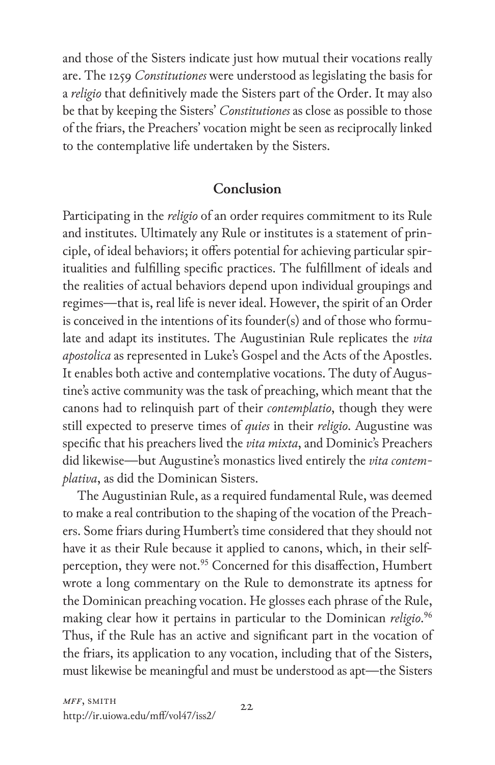and those of the Sisters indicate just how mutual their vocations really are. The 1259 *Constitutiones* were understood as legislating the basis for a *religio* that definitively made the Sisters part of the Order. It may also be that by keeping the Sisters' *Constitutiones* as close as possible to those of the friars, the Preachers' vocation might be seen as reciprocally linked to the contemplative life undertaken by the Sisters.

## Conclusion

Participating in the *religio* of an order requires commitment to its Rule and institutes. Ultimately any Rule or institutes is a statement of principle, of ideal behaviors; it offers potential for achieving particular spiritualities and fulfilling specific practices. The fulfillment of ideals and the realities of actual behaviors depend upon individual groupings and regimes—that is, real life is never ideal. However, the spirit of an Order is conceived in the intentions of its founder(s) and of those who formulate and adapt its institutes. The Augustinian Rule replicates the *vita apostolica* as represented in Luke's Gospel and the Acts of the Apostles. It enables both active and contemplative vocations. The duty of Augustine's active community was the task of preaching, which meant that the canons had to relinquish part of their *contemplatio*, though they were still expected to preserve times of *quies* in their *religio*. Augustine was specific that his preachers lived the *vita mixta*, and Dominic's Preachers did likewise—but Augustine's monastics lived entirely the *vita contemplativa*, as did the Dominican Sisters.

The Augustinian Rule, as a required fundamental Rule, was deemed to make a real contribution to the shaping of the vocation of the Preachers. Some friars during Humbert's time considered that they should not have it as their Rule because it applied to canons, which, in their self-perception, they were not.[95] Concerned for this disaffection, Humbert wrote a long commentary on the Rule to demonstrate its aptness for the Dominican preaching vocation. He glosses each phrase of the Rule, making clear how it pertains in particular to the Dominican *religio*.[96] Thus, if the Rule has an active and significant part in the vocation of the friars, its application to any vocation, including that of the Sisters, must likewise be meaningful and must be understood as apt—the Sisters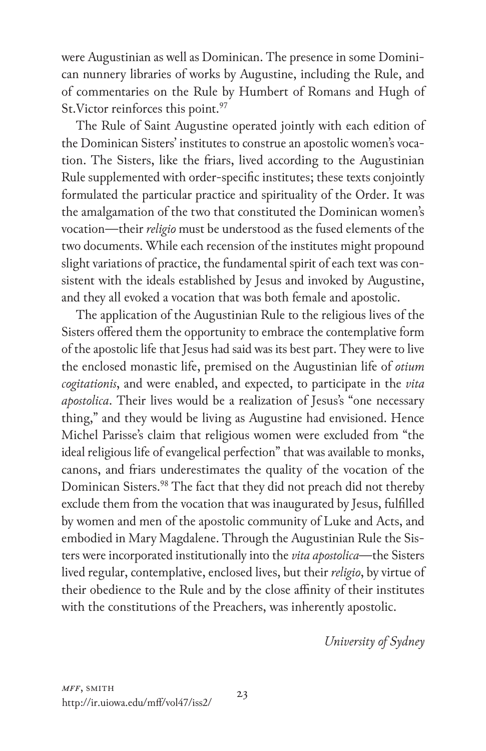were Augustinian as well as Dominican. The presence in some Dominican nunnery libraries of works by Augustine, including the Rule, and of commentaries on the Rule by Humbert of Romans and Hugh of St.Victor reinforces this point.[97]

The Rule of Saint Augustine operated jointly with each edition of the Dominican Sisters' institutes to construe an apostolic women's vocation. The Sisters, like the friars, lived according to the Augustinian Rule supplemented with order-specific institutes; these texts conjointly formulated the particular practice and spirituality of the Order. It was the amalgamation of the two that constituted the Dominican women's vocation—their *religio* must be understood as the fused elements of the two documents. While each recension of the institutes might propound slight variations of practice, the fundamental spirit of each text was consistent with the ideals established by Jesus and invoked by Augustine, and they all evoked a vocation that was both female and apostolic.

The application of the Augustinian Rule to the religious lives of the Sisters offered them the opportunity to embrace the contemplative form of the apostolic life that Jesus had said was its best part. They were to live the enclosed monastic life, premised on the Augustinian life of *otium cogitationis*, and were enabled, and expected, to participate in the *vita apostolica*. Their lives would be a realization of Jesus's "one necessary thing," and they would be living as Augustine had envisioned. Hence Michel Parisse's claim that religious women were excluded from "the ideal religious life of evangelical perfection" that was available to monks, canons, and friars underestimates the quality of the vocation of the Dominican Sisters.[98] The fact that they did not preach did not thereby exclude them from the vocation that was inaugurated by Jesus, fulfilled by women and men of the apostolic community of Luke and Acts, and embodied in Mary Magdalene. Through the Augustinian Rule the Sisters were incorporated institutionally into the *vita apostolica*—the Sisters lived regular, contemplative, enclosed lives, but their *religio*, by virtue of their obedience to the Rule and by the close affinity of their institutes with the constitutions of the Preachers, was inherently apostolic.

*University of Sydney*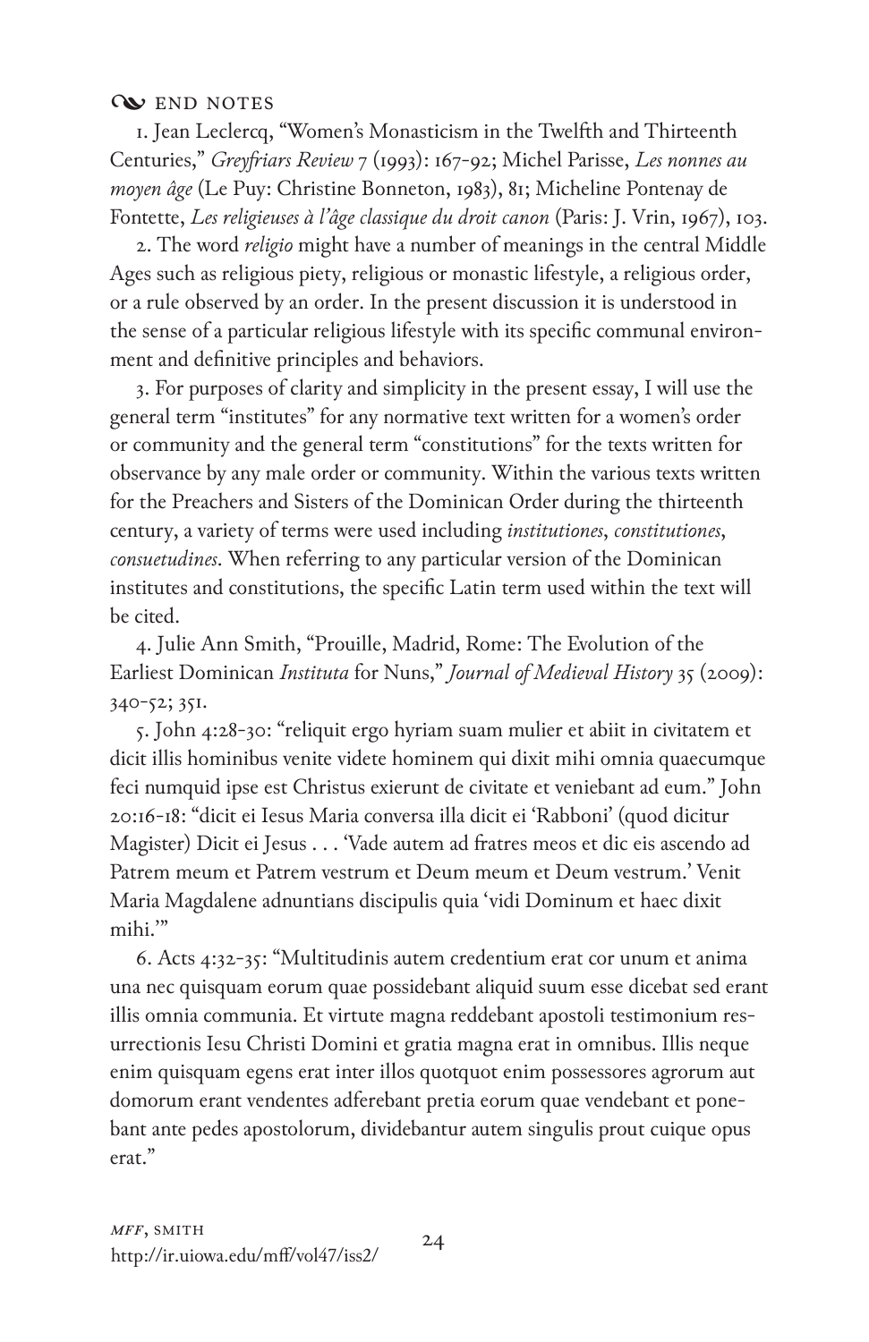## END NOTES

1. Jean Leclercq, "Women's Monasticism in the Twelfth and Thirteenth Centuries," *Greyfriars Review* 7 (1993): 167-92; Michel Parisse, *Les nonnes au moyen âge* (Le Puy: Christine Bonneton, 1983), 81; Micheline Pontenay de Fontette, *Les religieuses à l'âge classique du droit canon* (Paris: J. Vrin, 1967), 103.

2. The word *religio* might have a number of meanings in the central Middle Ages such as religious piety, religious or monastic lifestyle, a religious order, or a rule observed by an order. In the present discussion it is understood in the sense of a particular religious lifestyle with its specific communal environment and definitive principles and behaviors.

3. For purposes of clarity and simplicity in the present essay, I will use the general term "institutes" for any normative text written for a women's order or community and the general term "constitutions" for the texts written for observance by any male order or community. Within the various texts written for the Preachers and Sisters of the Dominican Order during the thirteenth century, a variety of terms were used including *institutiones*, *constitutiones*, *consuetudines*. When referring to any particular version of the Dominican institutes and constitutions, the specific Latin term used within the text will be cited.

4. Julie Ann Smith, "Prouille, Madrid, Rome: The Evolution of the Earliest Dominican *Instituta* for Nuns," *Journal of Medieval History* 35 (2009): 340-52; 351.

5. John 4:28-30: "reliquit ergo hyriam suam mulier et abiit in civitatem et dicit illis hominibus venite videte hominem qui dixit mihi omnia quaecumque feci numquid ipse est Christus exierunt de civitate et veniebant ad eum." John 20:16-18: "dicit ei Iesus Maria conversa illa dicit ei 'Rabboni' (quod dicitur Magister) Dicit ei Jesus . . . 'Vade autem ad fratres meos et dic eis ascendo ad Patrem meum et Patrem vestrum et Deum meum et Deum vestrum.' Venit Maria Magdalene adnuntians discipulis quia 'vidi Dominum et haec dixit mihi.'"

6. Acts 4:32-35: "Multitudinis autem credentium erat cor unum et anima una nec quisquam eorum quae possidebant aliquid suum esse dicebat sed erant illis omnia communia. Et virtute magna reddebant apostoli testimonium resurrectionis Iesu Christi Domini et gratia magna erat in omnibus. Illis neque enim quisquam egens erat inter illos quotquot enim possessores agrorum aut domorum erant vendentes adferebant pretia eorum quae vendebant et ponebant ante pedes apostolorum, dividebantur autem singulis prout cuique opus erat."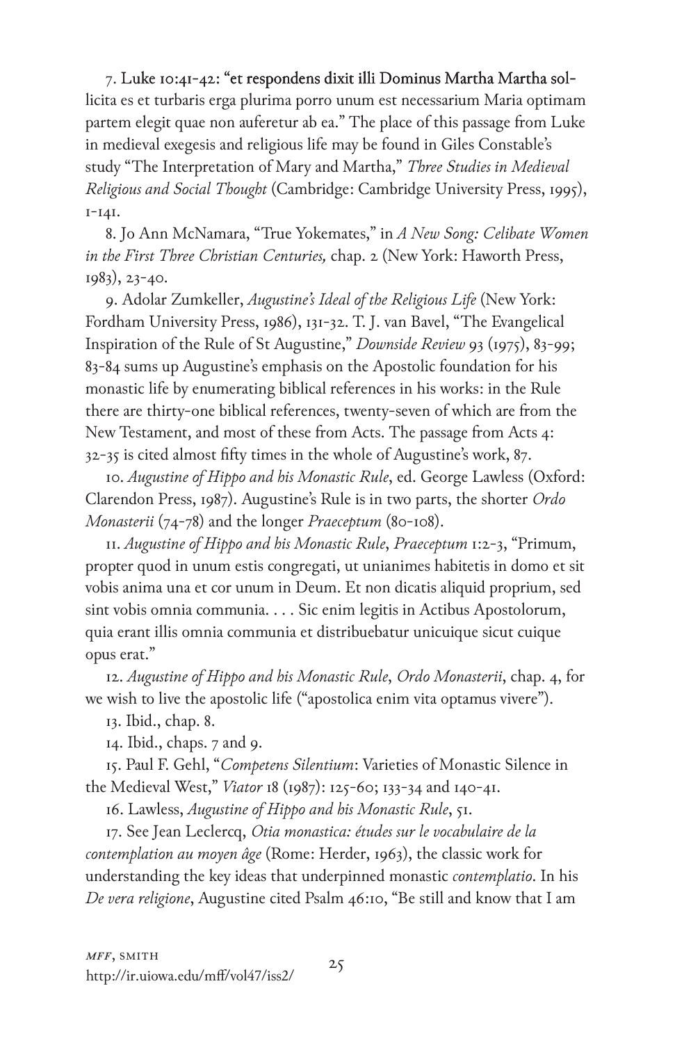7. Luke 10:41-42: "et respondens dixit illi Dominus Martha Martha sollicita es et turbaris erga plurima porro unum est necessarium Maria optimam partem elegit quae non auferetur ab ea." The place of this passage from Luke in medieval exegesis and religious life may be found in Giles Constable's study "The Interpretation of Mary and Martha," *Three Studies in Medieval Religious and Social Thought* (Cambridge: Cambridge University Press, 1995), 1-141.

8. Jo Ann McNamara, "True Yokemates," in *A New Song: Celibate Women in the First Three Christian Centuries,* chap. 2 (New York: Haworth Press, 1983), 23-40.

9. Adolar Zumkeller, *Augustine's Ideal of the Religious Life* (New York: Fordham University Press, 1986), 131-32. T. J. van Bavel, "The Evangelical Inspiration of the Rule of St Augustine," *Downside Review* 93 (1975), 83-99; 83-84 sums up Augustine's emphasis on the Apostolic foundation for his monastic life by enumerating biblical references in his works: in the Rule there are thirty-one biblical references, twenty-seven of which are from the New Testament, and most of these from Acts. The passage from Acts 4: 32-35 is cited almost fifty times in the whole of Augustine's work, 87.

10. *Augustine of Hippo and his Monastic Rule*, ed. George Lawless (Oxford: Clarendon Press, 1987). Augustine's Rule is in two parts, the shorter *Ordo Monasterii* (74-78) and the longer *Praeceptum* (80-108).

11. *Augustine of Hippo and his Monastic Rule*, *Praeceptum* 1:2-3, "Primum, propter quod in unum estis congregati, ut unianimes habitetis in domo et sit vobis anima una et cor unum in Deum. Et non dicatis aliquid proprium, sed sint vobis omnia communia. . . . Sic enim legitis in Actibus Apostolorum, quia erant illis omnia communia et distribuebatur unicuique sicut cuique opus erat."

12. *Augustine of Hippo and his Monastic Rule*, *Ordo Monasterii*, chap. 4, for we wish to live the apostolic life ("apostolica enim vita optamus vivere").

13. Ibid., chap. 8.

14. Ibid., chaps. 7 and 9.

15. Paul F. Gehl, "*Competens Silentium*: Varieties of Monastic Silence in the Medieval West," *Viator* 18 (1987): 125-60; 133-34 and 140-41.

16. Lawless, *Augustine of Hippo and his Monastic Rule*, 51.

17. See Jean Leclercq, *Otia monastica: études sur le vocabulaire de la contemplation au moyen âge* (Rome: Herder, 1963), the classic work for understanding the key ideas that underpinned monastic *contemplatio*. In his *De vera religione*, Augustine cited Psalm 46:10, "Be still and know that I am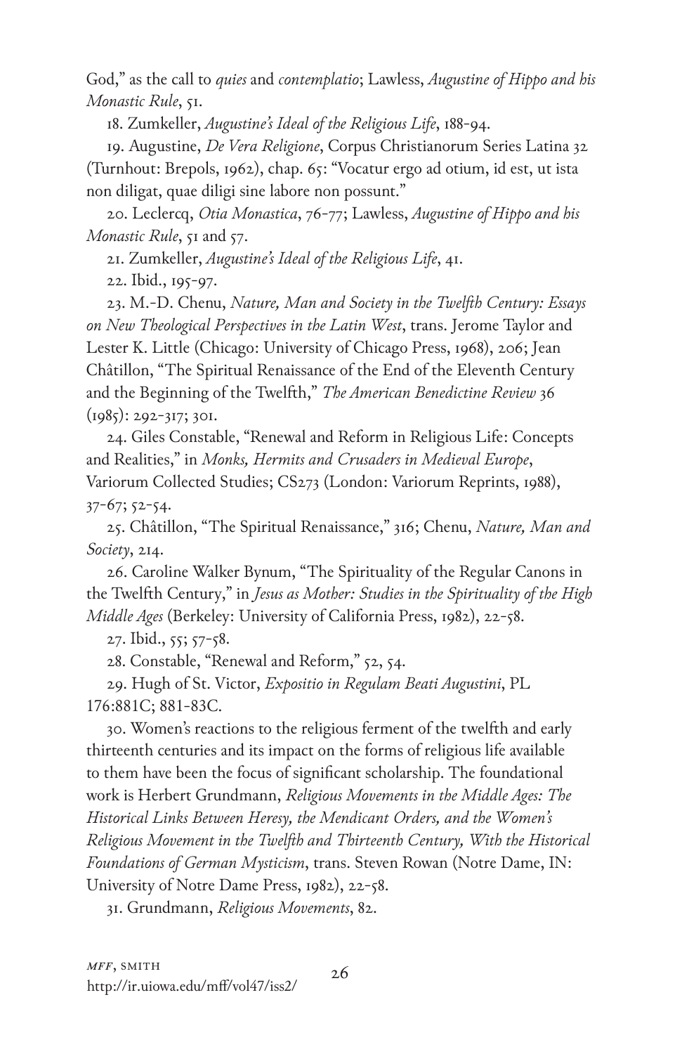God," as the call to *quies* and *contemplatio*; Lawless, *Augustine of Hippo and his Monastic Rule*, 51.

18. Zumkeller, *Augustine's Ideal of the Religious Life*, 188-94.

19. Augustine, *De Vera Religione*, Corpus Christianorum Series Latina 32 (Turnhout: Brepols, 1962), chap. 65: "Vocatur ergo ad otium, id est, ut ista non diligat, quae diligi sine labore non possunt."

20. Leclercq, *Otia Monastica*, 76-77; Lawless, *Augustine of Hippo and his Monastic Rule*, 51 and 57.

21. Zumkeller, *Augustine's Ideal of the Religious Life*, 41.

22. Ibid., 195-97.

23. M.-D. Chenu, *Nature, Man and Society in the Twelfth Century: Essays on New Theological Perspectives in the Latin West*, trans. Jerome Taylor and Lester K. Little (Chicago: University of Chicago Press, 1968), 206; Jean Châtillon, "The Spiritual Renaissance of the End of the Eleventh Century and the Beginning of the Twelfth," *The American Benedictine Review* 36 (1985): 292-317; 301.

24. Giles Constable, "Renewal and Reform in Religious Life: Concepts and Realities," in *Monks, Hermits and Crusaders in Medieval Europe*, Variorum Collected Studies; CS273 (London: Variorum Reprints, 1988), 37-67; 52-54.

25. Châtillon, "The Spiritual Renaissance," 316; Chenu, *Nature, Man and Society*, 214.

26. Caroline Walker Bynum, "The Spirituality of the Regular Canons in the Twelfth Century," in *Jesus as Mother: Studies in the Spirituality of the High Middle Ages* (Berkeley: University of California Press, 1982), 22-58.

27. Ibid., 55; 57-58.

28. Constable, "Renewal and Reform," 52, 54.

29. Hugh of St. Victor, *Expositio in Regulam Beati Augustini*, PL 176:881C; 881-83C.

30. Women's reactions to the religious ferment of the twelfth and early thirteenth centuries and its impact on the forms of religious life available to them have been the focus of significant scholarship. The foundational work is Herbert Grundmann, *Religious Movements in the Middle Ages: The Historical Links Between Heresy, the Mendicant Orders, and the Women's Religious Movement in the Twelfth and Thirteenth Century, With the Historical Foundations of German Mysticism*, trans. Steven Rowan (Notre Dame, IN: University of Notre Dame Press, 1982), 22-58.

31. Grundmann, *Religious Movements*, 82.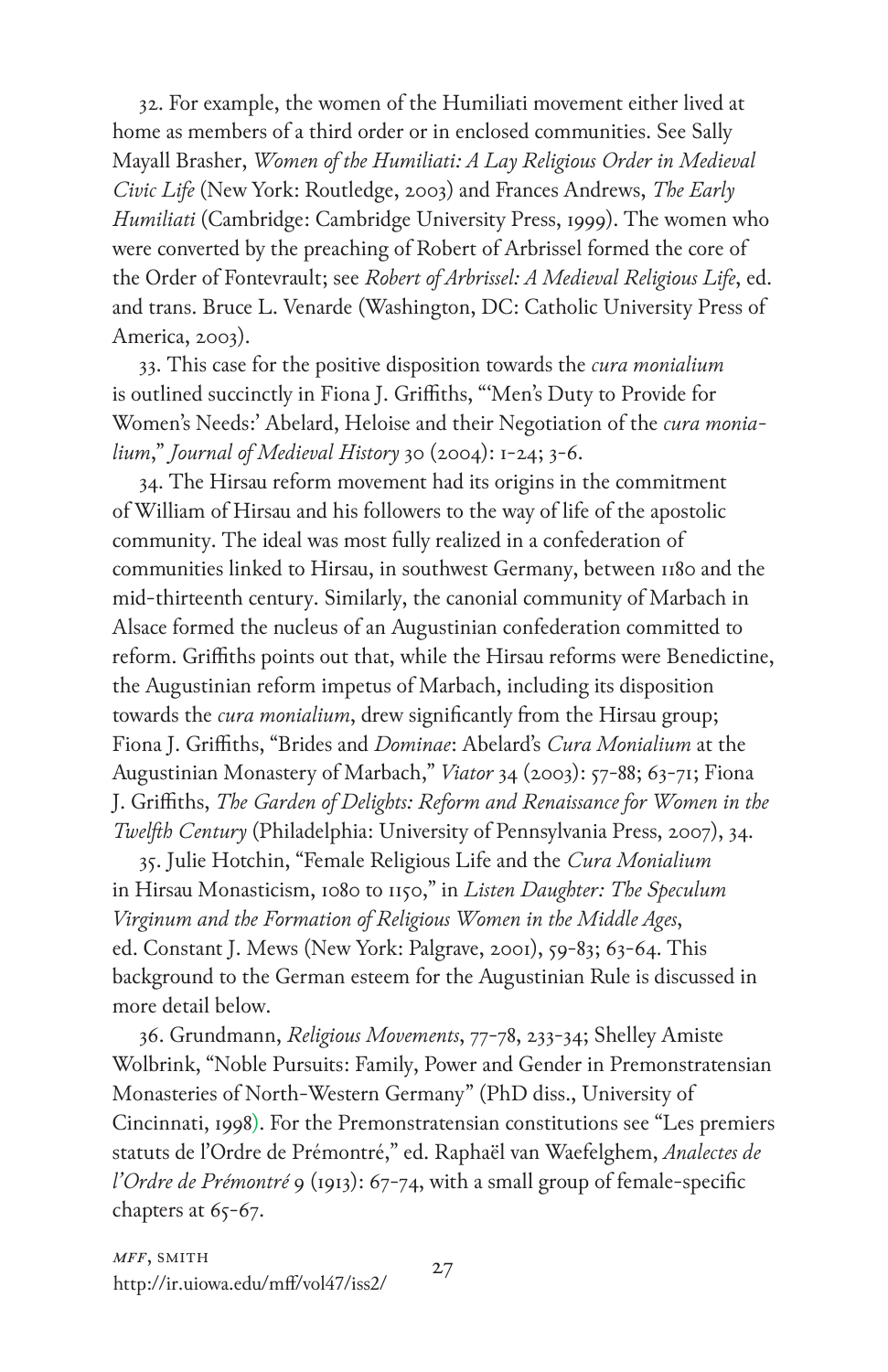32. For example, the women of the Humiliati movement either lived at home as members of a third order or in enclosed communities. See Sally Mayall Brasher, *Women of the Humiliati: A Lay Religious Order in Medieval Civic Life* (New York: Routledge, 2003) and Frances Andrews, *The Early Humiliati* (Cambridge: Cambridge University Press, 1999). The women who were converted by the preaching of Robert of Arbrissel formed the core of the Order of Fontevrault; see *Robert of Arbrissel: A Medieval Religious Life*, ed. and trans. Bruce L. Venarde (Washington, DC: Catholic University Press of America, 2003).

33. This case for the positive disposition towards the *cura monialium* is outlined succinctly in Fiona J. Griffiths, "'Men's Duty to Provide for Women's Needs:' Abelard, Heloise and their Negotiation of the *cura monialium*," *Journal of Medieval History* 30 (2004): 1-24; 3-6.

34. The Hirsau reform movement had its origins in the commitment of William of Hirsau and his followers to the way of life of the apostolic community. The ideal was most fully realized in a confederation of communities linked to Hirsau, in southwest Germany, between 1180 and the mid-thirteenth century. Similarly, the canonial community of Marbach in Alsace formed the nucleus of an Augustinian confederation committed to reform. Griffiths points out that, while the Hirsau reforms were Benedictine, the Augustinian reform impetus of Marbach, including its disposition towards the *cura monialium*, drew significantly from the Hirsau group; Fiona J. Griffiths, "Brides and *Dominae*: Abelard's *Cura Monialium* at the Augustinian Monastery of Marbach," *Viator* 34 (2003): 57-88; 63-71; Fiona J. Griffiths, *The Garden of Delights: Reform and Renaissance for Women in the Twelfth Century* (Philadelphia: University of Pennsylvania Press, 2007), 34.

35. Julie Hotchin, "Female Religious Life and the *Cura Monialium* in Hirsau Monasticism, 1080 to 1150," in *Listen Daughter: The Speculum Virginum and the Formation of Religious Women in the Middle Ages*, ed. Constant J. Mews (New York: Palgrave, 2001), 59-83; 63-64. This background to the German esteem for the Augustinian Rule is discussed in more detail below.

36. Grundmann, *Religious Movements*, 77-78, 233-34; Shelley Amiste Wolbrink, "Noble Pursuits: Family, Power and Gender in Premonstratensian Monasteries of North-Western Germany" (PhD diss., University of Cincinnati, 1998). For the Premonstratensian constitutions see "Les premiers statuts de l'Ordre de Prémontré," ed. Raphaël van Waefelghem, *Analectes de l'Ordre de Prémontré* 9 (1913): 67-74, with a small group of female-specific chapters at 65-67.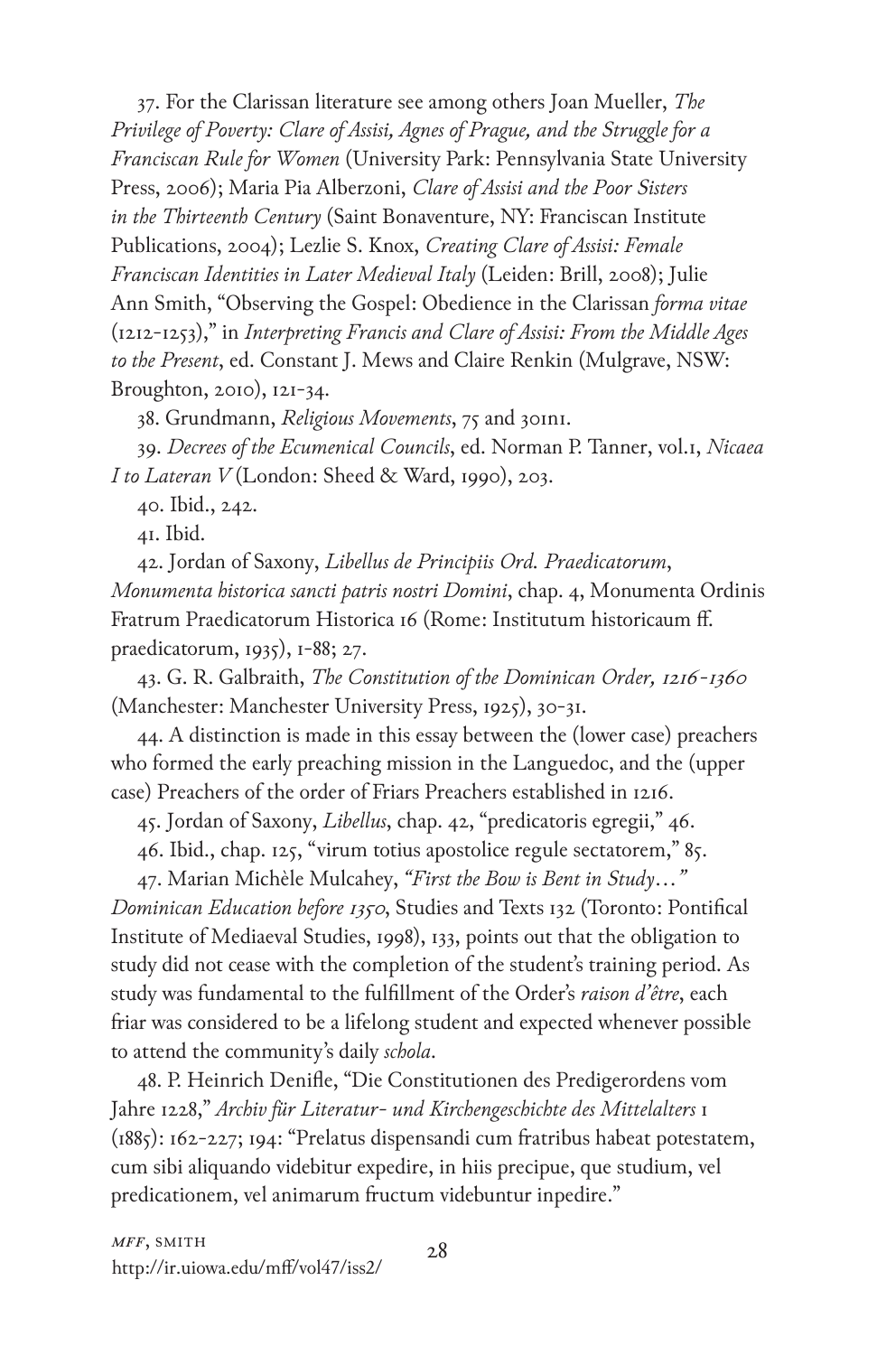37. For the Clarissan literature see among others Joan Mueller, *The Privilege of Poverty: Clare of Assisi, Agnes of Prague, and the Struggle for a Franciscan Rule for Women* (University Park: Pennsylvania State University Press, 2006); Maria Pia Alberzoni, *Clare of Assisi and the Poor Sisters in the Thirteenth Century* (Saint Bonaventure, NY: Franciscan Institute Publications, 2004); Lezlie S. Knox, *Creating Clare of Assisi: Female Franciscan Identities in Later Medieval Italy* (Leiden: Brill, 2008); Julie Ann Smith, "Observing the Gospel: Obedience in the Clarissan *forma vitae* (1212-1253)," in *Interpreting Francis and Clare of Assisi: From the Middle Ages to the Present*, ed. Constant J. Mews and Claire Renkin (Mulgrave, NSW: Broughton, 2010), 121-34.

38. Grundmann, *Religious Movements*, 75 and 301n1.

39. *Decrees of the Ecumenical Councils*, ed. Norman P. Tanner, vol.1, *Nicaea I to Lateran V* (London: Sheed & Ward, 1990), 203.

40. Ibid., 242.

41. Ibid.

42. Jordan of Saxony, *Libellus de Principiis Ord. Praedicatorum*, *Monumenta historica sancti patris nostri Domini*, chap. 4, Monumenta Ordinis Fratrum Praedicatorum Historica 16 (Rome: Institutum historicaum ff. praedicatorum, 1935), 1-88; 27.

43. G. R. Galbraith, *The Constitution of the Dominican Order, 1216-1360* (Manchester: Manchester University Press, 1925), 30-31.

44. A distinction is made in this essay between the (lower case) preachers who formed the early preaching mission in the Languedoc, and the (upper case) Preachers of the order of Friars Preachers established in 1216.

45. Jordan of Saxony, *Libellus*, chap. 42, "predicatoris egregii," 46.

46. Ibid., chap. 125, "virum totius apostolice regule sectatorem," 85.

47. Marian Michèle Mulcahey, *"First the Bow is Bent in Study…" Dominican Education before 1350*, Studies and Texts 132 (Toronto: Pontifical Institute of Mediaeval Studies, 1998), 133, points out that the obligation to study did not cease with the completion of the student's training period. As study was fundamental to the fulfillment of the Order's *raison d'être*, each friar was considered to be a lifelong student and expected whenever possible to attend the community's daily *schola*.

48. P. Heinrich Denifle, "Die Constitutionen des Predigerordens vom Jahre 1228," *Archiv für Literatur- und Kirchengeschichte des Mittelalters* 1 (1885): 162-227; 194: "Prelatus dispensandi cum fratribus habeat potestatem, cum sibi aliquando videbitur expedire, in hiis precipue, que studium, vel predicationem, vel animarum fructum videbuntur inpedire."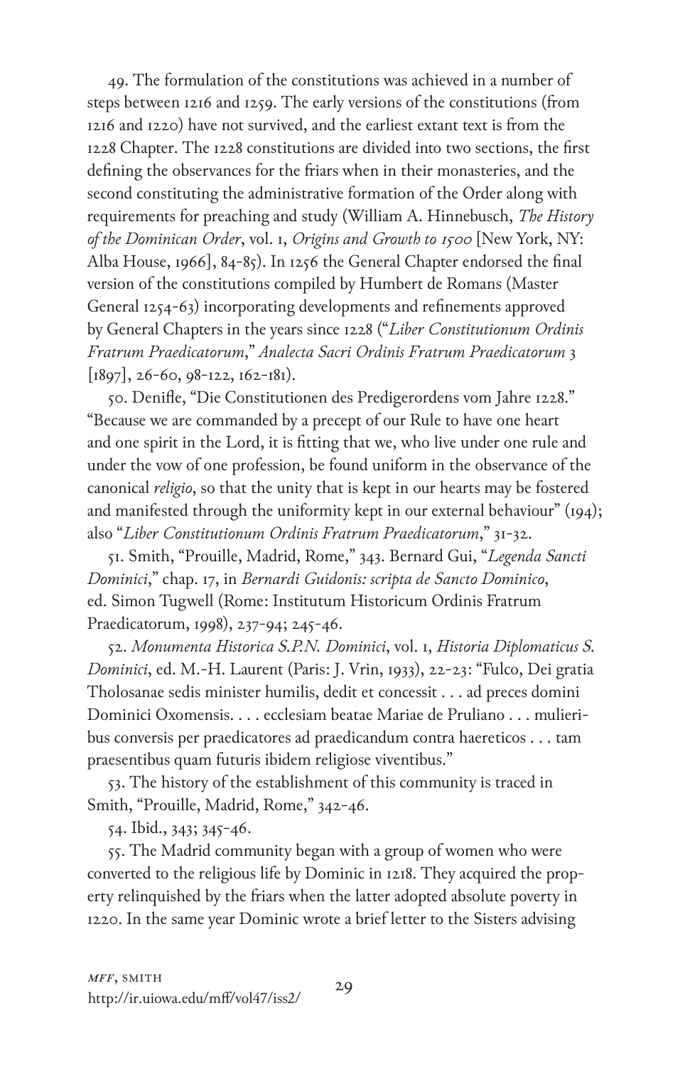49. The formulation of the constitutions was achieved in a number of steps between 1216 and 1259. The early versions of the constitutions (from 1216 and 1220) have not survived, and the earliest extant text is from the 1228 Chapter. The 1228 constitutions are divided into two sections, the first defining the observances for the friars when in their monasteries, and the second constituting the administrative formation of the Order along with requirements for preaching and study (William A. Hinnebusch, *The History of the Dominican Order*, vol. 1, *Origins and Growth to 1500* [New York, NY: Alba House, 1966], 84-85). In 1256 the General Chapter endorsed the final version of the constitutions compiled by Humbert de Romans (Master General 1254-63) incorporating developments and refinements approved by General Chapters in the years since 1228 ("*Liber Constitutionum Ordinis Fratrum Praedicatorum*," *Analecta Sacri Ordinis Fratrum Praedicatorum* 3 [1897], 26-60, 98-122, 162-181).

50. Denifle, "Die Constitutionen des Predigerordens vom Jahre 1228." "Because we are commanded by a precept of our Rule to have one heart and one spirit in the Lord, it is fitting that we, who live under one rule and under the vow of one profession, be found uniform in the observance of the canonical *religio*, so that the unity that is kept in our hearts may be fostered and manifested through the uniformity kept in our external behaviour" (194); also "*Liber Constitutionum Ordinis Fratrum Praedicatorum*," 31-32.

51. Smith, "Prouille, Madrid, Rome," 343. Bernard Gui, "*Legenda Sancti Dominici*," chap. 17, in *Bernardi Guidonis: scripta de Sancto Dominico*, ed. Simon Tugwell (Rome: Institutum Historicum Ordinis Fratrum Praedicatorum, 1998), 237-94; 245-46.

52. *Monumenta Historica S.P.N. Dominici*, vol. 1, *Historia Diplomaticus S. Dominici*, ed. M.-H. Laurent (Paris: J. Vrin, 1933), 22-23: "Fulco, Dei gratia Tholosanae sedis minister humilis, dedit et concessit . . . ad preces domini Dominici Oxomensis. . . . ecclesiam beatae Mariae de Pruliano . . . mulieribus conversis per praedicatores ad praedicandum contra haereticos . . . tam praesentibus quam futuris ibidem religiose viventibus."

53. The history of the establishment of this community is traced in Smith, "Prouille, Madrid, Rome," 342-46.

54. Ibid., 343; 345-46.

55. The Madrid community began with a group of women who were converted to the religious life by Dominic in 1218. They acquired the property relinquished by the friars when the latter adopted absolute poverty in 1220. In the same year Dominic wrote a brief letter to the Sisters advising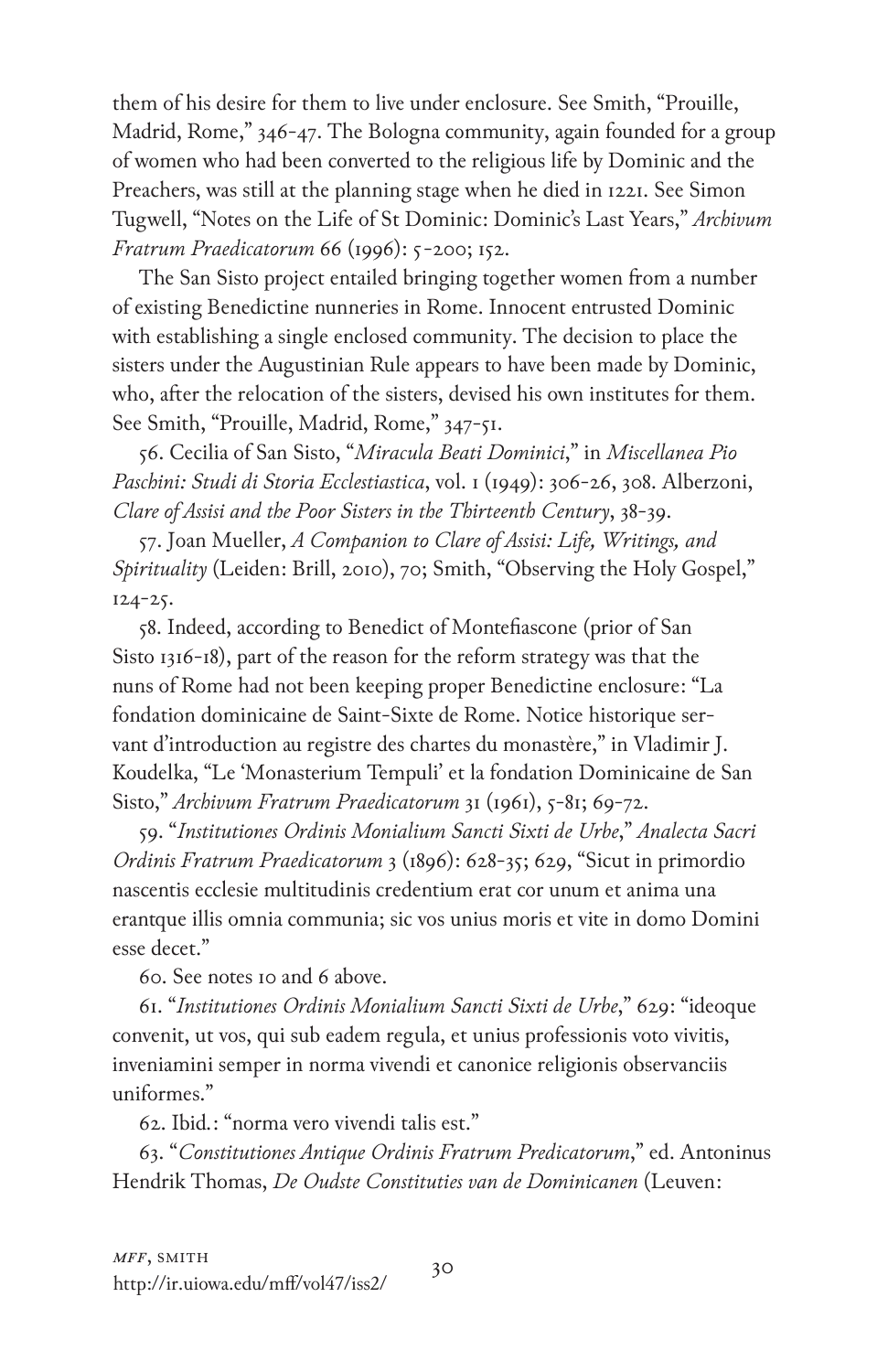them of his desire for them to live under enclosure. See Smith, "Prouille, Madrid, Rome," 346-47. The Bologna community, again founded for a group of women who had been converted to the religious life by Dominic and the Preachers, was still at the planning stage when he died in 1221. See Simon Tugwell, "Notes on the Life of St Dominic: Dominic's Last Years," *Archivum Fratrum Praedicatorum* 66 (1996): 5-200; 152.

The San Sisto project entailed bringing together women from a number of existing Benedictine nunneries in Rome. Innocent entrusted Dominic with establishing a single enclosed community. The decision to place the sisters under the Augustinian Rule appears to have been made by Dominic, who, after the relocation of the sisters, devised his own institutes for them. See Smith, "Prouille, Madrid, Rome," 347-51.

56. Cecilia of San Sisto, "*Miracula Beati Dominici*," in *Miscellanea Pio Paschini: Studi di Storia Ecclestiastica*, vol. 1 (1949): 306-26, 308. Alberzoni, *Clare of Assisi and the Poor Sisters in the Thirteenth Century*, 38-39.

57. Joan Mueller, *A Companion to Clare of Assisi: Life, Writings, and Spirituality* (Leiden: Brill, 2010), 70; Smith, "Observing the Holy Gospel," 124-25.

58. Indeed, according to Benedict of Montefiascone (prior of San Sisto 1316-18), part of the reason for the reform strategy was that the nuns of Rome had not been keeping proper Benedictine enclosure: "La fondation dominicaine de Saint-Sixte de Rome. Notice historique servant d'introduction au registre des chartes du monastère," in Vladimir J. Koudelka, "Le 'Monasterium Tempuli' et la fondation Dominicaine de San Sisto," *Archivum Fratrum Praedicatorum* 31 (1961), 5-81; 69-72.

59. "*Institutiones Ordinis Monialium Sancti Sixti de Urbe*," *Analecta Sacri Ordinis Fratrum Praedicatorum* 3 (1896): 628-35; 629, "Sicut in primordio nascentis ecclesie multitudinis credentium erat cor unum et anima una erantque illis omnia communia; sic vos unius moris et vite in domo Domini esse decet."

60. See notes 10 and 6 above.

61. "*Institutiones Ordinis Monialium Sancti Sixti de Urbe*," 629: "ideoque convenit, ut vos, qui sub eadem regula, et unius professionis voto vivitis, inveniamini semper in norma vivendi et canonice religionis observanciis uniformes."

62. Ibid.: "norma vero vivendi talis est."

63. "*Constitutiones Antique Ordinis Fratrum Predicatorum*," ed. Antoninus Hendrik Thomas, *De Oudste Constituties van de Dominicanen* (Leuven: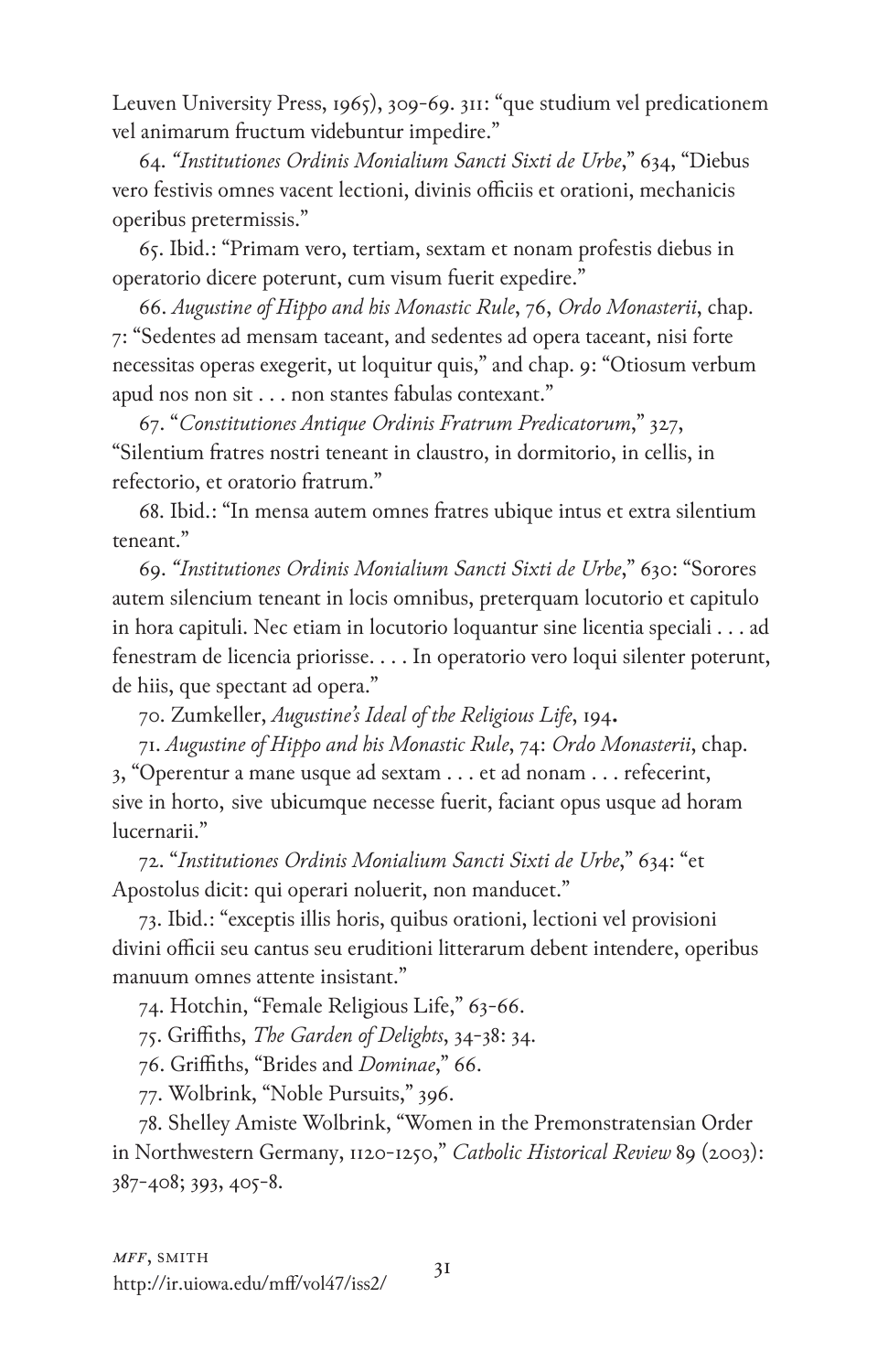Leuven University Press, 1965), 309-69. 311: "que studium vel predicationem vel animarum fructum videbuntur impedire."

64. *"Institutiones Ordinis Monialium Sancti Sixti de Urbe*," 634, "Diebus vero festivis omnes vacent lectioni, divinis officiis et orationi, mechanicis operibus pretermissis."

65. Ibid.: "Primam vero, tertiam, sextam et nonam profestis diebus in operatorio dicere poterunt, cum visum fuerit expedire."

66. *Augustine of Hippo and his Monastic Rule*, 76, *Ordo Monasterii*, chap. 7: "Sedentes ad mensam taceant, and sedentes ad opera taceant, nisi forte necessitas operas exegerit, ut loquitur quis," and chap. 9: "Otiosum verbum apud nos non sit . . . non stantes fabulas contexant."

67. "*Constitutiones Antique Ordinis Fratrum Predicatorum*," 327, "Silentium fratres nostri teneant in claustro, in dormitorio, in cellis, in refectorio, et oratorio fratrum."

68. Ibid.: "In mensa autem omnes fratres ubique intus et extra silentium teneant."

69. *"Institutiones Ordinis Monialium Sancti Sixti de Urbe*," 630: "Sorores autem silencium teneant in locis omnibus, preterquam locutorio et capitulo in hora capituli. Nec etiam in locutorio loquantur sine licentia speciali . . . ad fenestram de licencia priorisse. . . . In operatorio vero loqui silenter poterunt, de hiis, que spectant ad opera."

70. Zumkeller, *Augustine's Ideal of the Religious Life*, 194.

71. *Augustine of Hippo and his Monastic Rule*, 74: *Ordo Monasterii*, chap. 3, "Operentur a mane usque ad sextam . . . et ad nonam . . . refecerint, sive in horto, sive ubicumque necesse fuerit, faciant opus usque ad horam lucernarii."

72. "*Institutiones Ordinis Monialium Sancti Sixti de Urbe*," 634: "et Apostolus dicit: qui operari noluerit, non manducet."

73. Ibid.: "exceptis illis horis, quibus orationi, lectioni vel provisioni divini officii seu cantus seu eruditioni litterarum debent intendere, operibus manuum omnes attente insistant."

74. Hotchin, "Female Religious Life," 63-66.

75. Griffiths, *The Garden of Delights*, 34-38: 34.

76. Griffiths, "Brides and *Dominae*," 66.

77. Wolbrink, "Noble Pursuits," 396.

78. Shelley Amiste Wolbrink, "Women in the Premonstratensian Order in Northwestern Germany, 1120-1250," *Catholic Historical Review* 89 (2003): 387-408; 393, 405-8.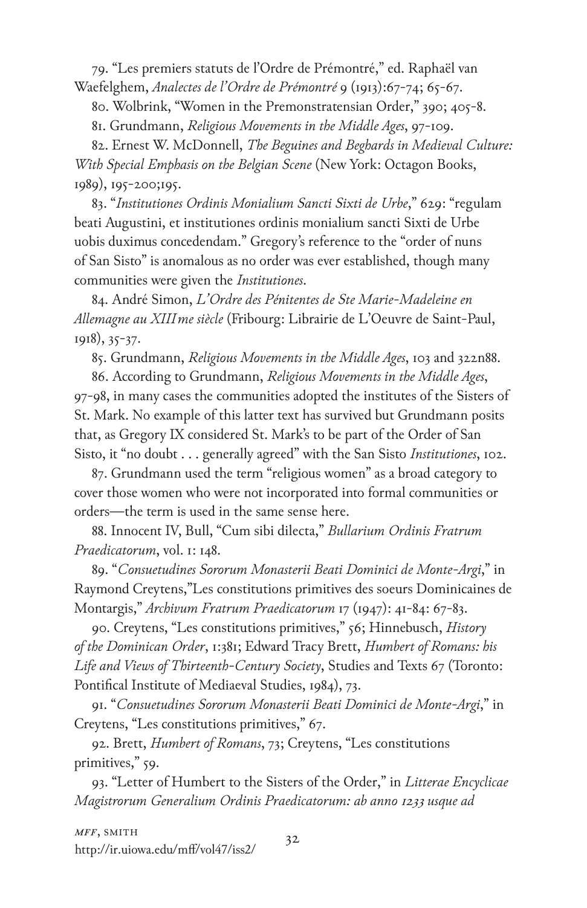79. "Les premiers statuts de l'Ordre de Prémontré," ed. Raphaël van Waefelghem, *Analectes de l'Ordre de Prémontré* 9 (1913):67-74; 65-67.

80. Wolbrink, "Women in the Premonstratensian Order," 390; 405-8.

81. Grundmann, *Religious Movements in the Middle Ages*, 97-109.

82. Ernest W. McDonnell, *The Beguines and Beghards in Medieval Culture: With Special Emphasis on the Belgian Scene* (New York: Octagon Books, 1989), 195-200;195.

83. "*Institutiones Ordinis Monialium Sancti Sixti de Urbe*," 629: "regulam beati Augustini, et institutiones ordinis monialium sancti Sixti de Urbe uobis duximus concedendam." Gregory's reference to the "order of nuns of San Sisto" is anomalous as no order was ever established, though many communities were given the *Institutiones*.

84. André Simon, *L'Ordre des Pénitentes de Ste Marie-Madeleine en Allemagne au XIIIme siècle* (Fribourg: Librairie de L'Oeuvre de Saint-Paul, 1918), 35-37.

85. Grundmann, *Religious Movements in the Middle Ages*, 103 and 322n88.

86. According to Grundmann, *Religious Movements in the Middle Ages*, 97-98, in many cases the communities adopted the institutes of the Sisters of St. Mark. No example of this latter text has survived but Grundmann posits that, as Gregory IX considered St. Mark's to be part of the Order of San Sisto, it "no doubt . . . generally agreed" with the San Sisto *Institutiones*, 102.

87. Grundmann used the term "religious women" as a broad category to cover those women who were not incorporated into formal communities or orders—the term is used in the same sense here.

88. Innocent IV, Bull, "Cum sibi dilecta," *Bullarium Ordinis Fratrum Praedicatorum*, vol. 1: 148.

89. "*Consuetudines Sororum Monasterii Beati Dominici de Monte-Argi*," in Raymond Creytens,"Les constitutions primitives des soeurs Dominicaines de Montargis," *Archivum Fratrum Praedicatorum* 17 (1947): 41-84: 67-83.

90. Creytens, "Les constitutions primitives," 56; Hinnebusch, *History of the Dominican Order*, 1:381; Edward Tracy Brett, *Humbert of Romans: his Life and Views of Thirteenth-Century Society*, Studies and Texts 67 (Toronto: Pontifical Institute of Mediaeval Studies, 1984), 73.

91. "*Consuetudines Sororum Monasterii Beati Dominici de Monte-Argi*," in Creytens, "Les constitutions primitives," 67.

92. Brett, *Humbert of Romans*, 73; Creytens, "Les constitutions primitives," 59.

93. "Letter of Humbert to the Sisters of the Order," in *Litterae Encyclicae Magistrorum Generalium Ordinis Praedicatorum: ab anno 1233 usque ad*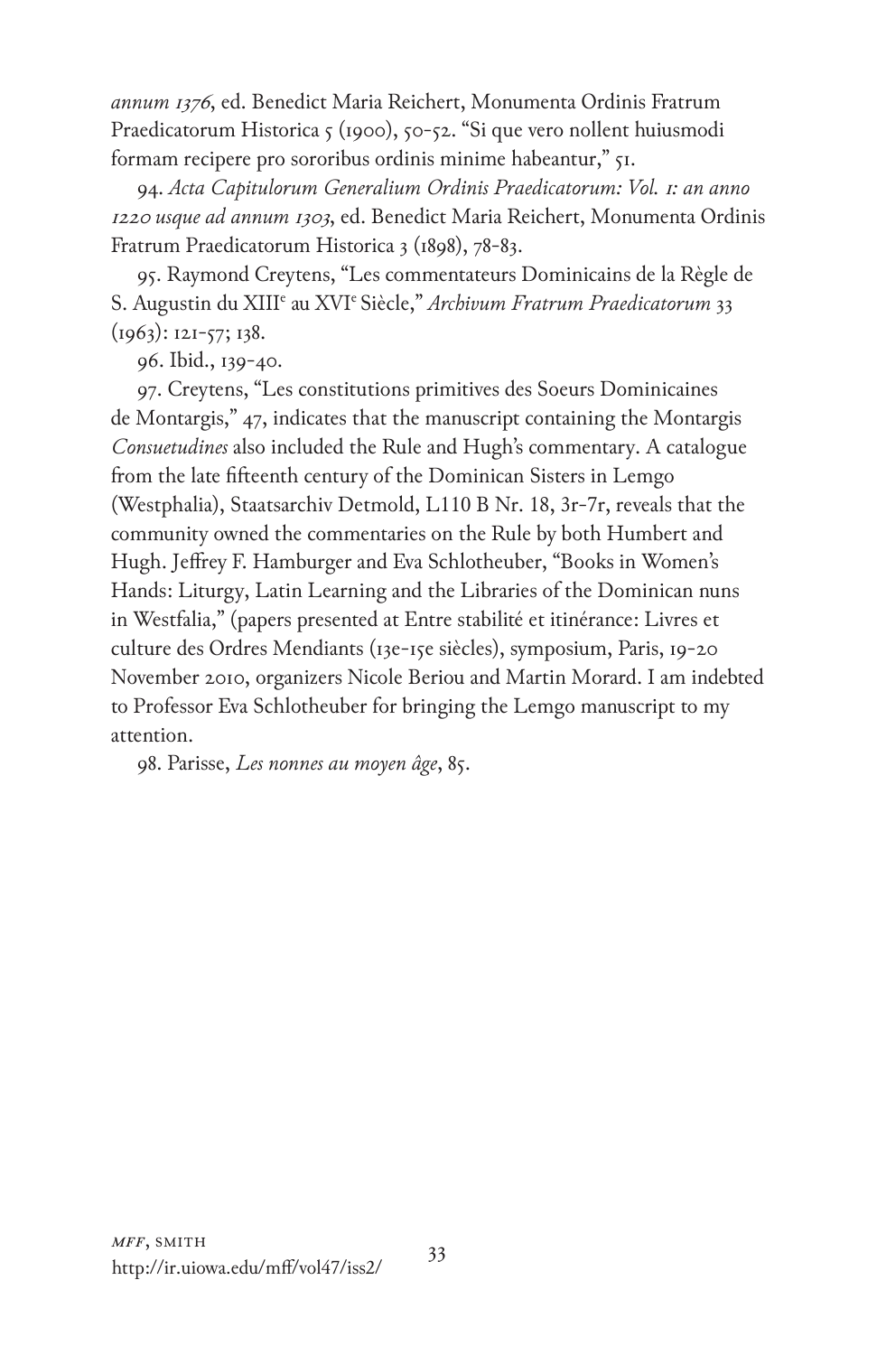*annum 1376*, ed. Benedict Maria Reichert, Monumenta Ordinis Fratrum Praedicatorum Historica 5 (1900), 50-52. "Si que vero nollent huiusmodi formam recipere pro sororibus ordinis minime habeantur," 51.

94. *Acta Capitulorum Generalium Ordinis Praedicatorum: Vol. 1: an anno 1220 usque ad annum 1303*, ed. Benedict Maria Reichert, Monumenta Ordinis Fratrum Praedicatorum Historica 3 (1898), 78-83.

95. Raymond Creytens, "Les commentateurs Dominicains de la Règle de S. Augustin du XIII[e] au XVI[e] Siècle," *Archivum Fratrum Praedicatorum* 33 (1963): 121-57; 138.

96. Ibid., 139-40.

97. Creytens, "Les constitutions primitives des Soeurs Dominicaines de Montargis," 47, indicates that the manuscript containing the Montargis *Consuetudines* also included the Rule and Hugh's commentary. A catalogue from the late fifteenth century of the Dominican Sisters in Lemgo (Westphalia), Staatsarchiv Detmold, L110 B Nr. 18, 3r-7r, reveals that the community owned the commentaries on the Rule by both Humbert and Hugh. Jeffrey F. Hamburger and Eva Schlotheuber, "Books in Women's Hands: Liturgy, Latin Learning and the Libraries of the Dominican nuns in Westfalia," (papers presented at Entre stabilité et itinérance: Livres et culture des Ordres Mendiants (13e-15e siècles), symposium, Paris, 19-20 November 2010, organizers Nicole Beriou and Martin Morard. I am indebted to Professor Eva Schlotheuber for bringing the Lemgo manuscript to my attention.

98. Parisse, *Les nonnes au moyen âge*, 85.